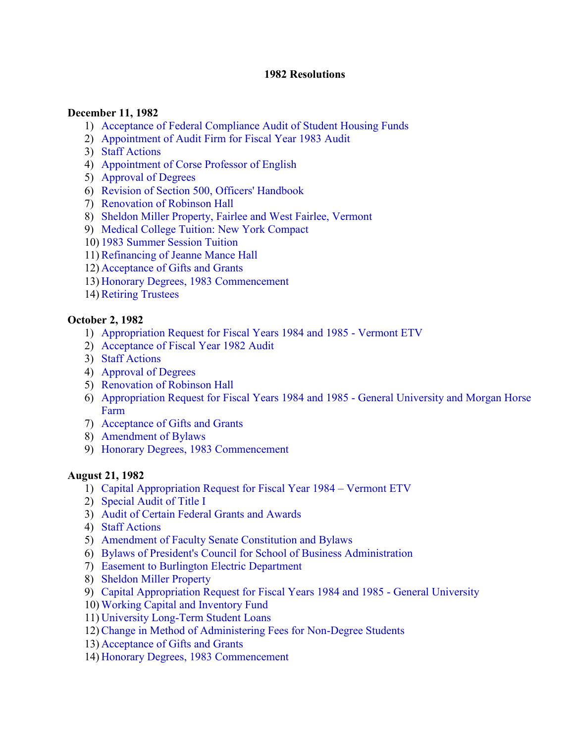# 1982 Resolutions

**December 11, 1982**

1) Acceptance of Federal Compliance Audit of Student Housing Funds
2) Appointment of Audit Firm for Fiscal Year 1983 Audit
3) Staff Actions
4) Appointment of Corse Professor of English
5) Approval of Degrees
6) Revision of Section 500, Officers' Handbook
7) Renovation of Robinson Hall
8) Sheldon Miller Property, Fairlee and West Fairlee, Vermont
9) Medical College Tuition: New York Compact
10) 1983 Summer Session Tuition
11) Refinancing of Jeanne Mance Hall
12) Acceptance of Gifts and Grants
13) Honorary Degrees, 1983 Commencement
14) Retiring Trustees

**October 2, 1982**

1) Appropriation Request for Fiscal Years 1984 and 1985 - Vermont ETV
2) Acceptance of Fiscal Year 1982 Audit
3) Staff Actions
4) Approval of Degrees
5) Renovation of Robinson Hall
6) Appropriation Request for Fiscal Years 1984 and 1985 - General University and Morgan Horse Farm
7) Acceptance of Gifts and Grants
8) Amendment of Bylaws
9) Honorary Degrees, 1983 Commencement

**August 21, 1982**

1) Capital Appropriation Request for Fiscal Year 1984 – Vermont ETV
2) Special Audit of Title I
3) Audit of Certain Federal Grants and Awards
4) Staff Actions
5) Amendment of Faculty Senate Constitution and Bylaws
6) Bylaws of President's Council for School of Business Administration
7) Easement to Burlington Electric Department
8) Sheldon Miller Property
9) Capital Appropriation Request for Fiscal Years 1984 and 1985 - General University
10) Working Capital and Inventory Fund
11) University Long-Term Student Loans
12) Change in Method of Administering Fees for Non-Degree Students
13) Acceptance of Gifts and Grants
14) Honorary Degrees, 1983 Commencement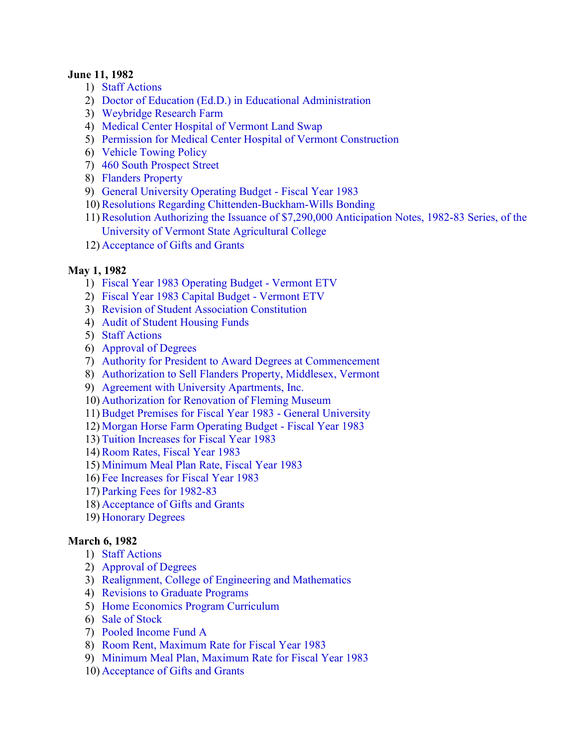**June 11, 1982**

1) Staff Actions
2) Doctor of Education (Ed.D.) in Educational Administration
3) Weybridge Research Farm
4) Medical Center Hospital of Vermont Land Swap
5) Permission for Medical Center Hospital of Vermont Construction
6) Vehicle Towing Policy
7) 460 South Prospect Street
8) Flanders Property
9) General University Operating Budget - Fiscal Year 1983
10) Resolutions Regarding Chittenden-Buckham-Wills Bonding
11) Resolution Authorizing the Issuance of $7,290,000 Anticipation Notes, 1982-83 Series, of the University of Vermont State Agricultural College
12) Acceptance of Gifts and Grants

**May 1, 1982**

1) Fiscal Year 1983 Operating Budget - Vermont ETV
2) Fiscal Year 1983 Capital Budget - Vermont ETV
3) Revision of Student Association Constitution
4) Audit of Student Housing Funds
5) Staff Actions
6) Approval of Degrees
7) Authority for President to Award Degrees at Commencement
8) Authorization to Sell Flanders Property, Middlesex, Vermont
9) Agreement with University Apartments, Inc.
10) Authorization for Renovation of Fleming Museum
11) Budget Premises for Fiscal Year 1983 - General University
12) Morgan Horse Farm Operating Budget - Fiscal Year 1983
13) Tuition Increases for Fiscal Year 1983
14) Room Rates, Fiscal Year 1983
15) Minimum Meal Plan Rate, Fiscal Year 1983
16) Fee Increases for Fiscal Year 1983
17) Parking Fees for 1982-83
18) Acceptance of Gifts and Grants
19) Honorary Degrees

**March 6, 1982**

1) Staff Actions
2) Approval of Degrees
3) Realignment, College of Engineering and Mathematics
4) Revisions to Graduate Programs
5) Home Economics Program Curriculum
6) Sale of Stock
7) Pooled Income Fund A
8) Room Rent, Maximum Rate for Fiscal Year 1983
9) Minimum Meal Plan, Maximum Rate for Fiscal Year 1983
10) Acceptance of Gifts and Grants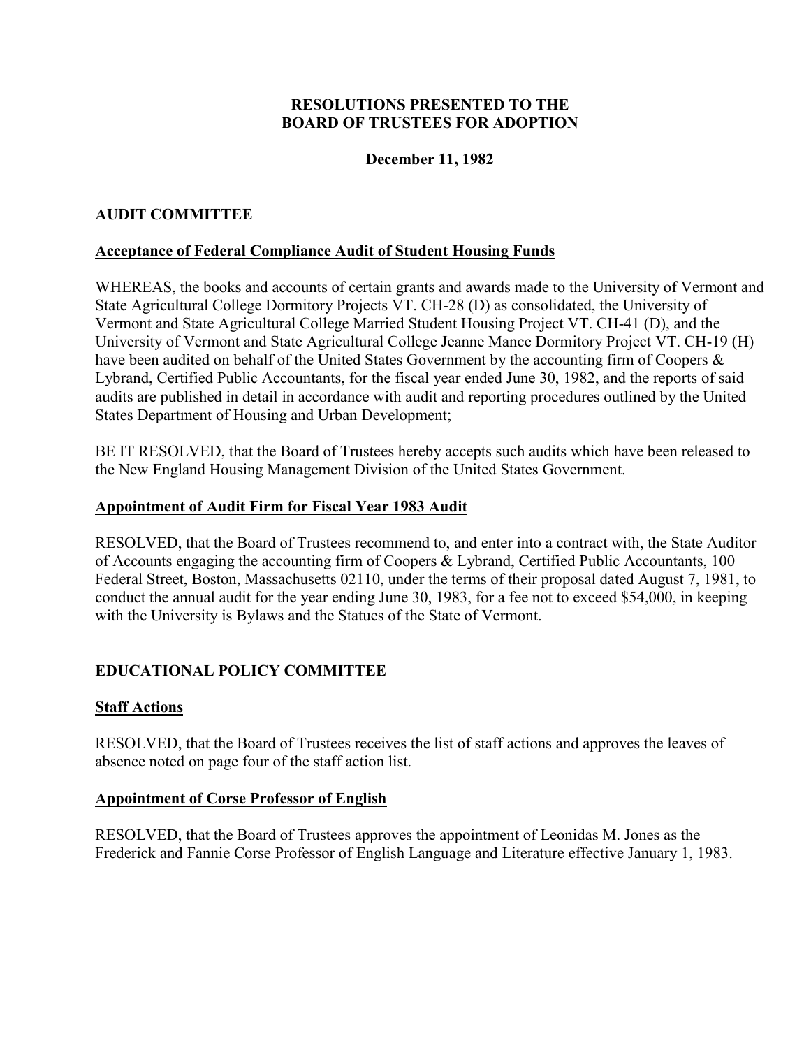# RESOLUTIONS PRESENTED TO THE BOARD OF TRUSTEES FOR ADOPTION

**December 11, 1982**

## AUDIT COMMITTEE

### Acceptance of Federal Compliance Audit of Student Housing Funds

WHEREAS, the books and accounts of certain grants and awards made to the University of Vermont and State Agricultural College Dormitory Projects VT. CH-28 (D) as consolidated, the University of Vermont and State Agricultural College Married Student Housing Project VT. CH-41 (D), and the University of Vermont and State Agricultural College Jeanne Mance Dormitory Project VT. CH-19 (H) have been audited on behalf of the United States Government by the accounting firm of Coopers & Lybrand, Certified Public Accountants, for the fiscal year ended June 30, 1982, and the reports of said audits are published in detail in accordance with audit and reporting procedures outlined by the United States Department of Housing and Urban Development;

BE IT RESOLVED, that the Board of Trustees hereby accepts such audits which have been released to the New England Housing Management Division of the United States Government.

### Appointment of Audit Firm for Fiscal Year 1983 Audit

RESOLVED, that the Board of Trustees recommend to, and enter into a contract with, the State Auditor of Accounts engaging the accounting firm of Coopers & Lybrand, Certified Public Accountants, 100 Federal Street, Boston, Massachusetts 02110, under the terms of their proposal dated August 7, 1981, to conduct the annual audit for the year ending June 30, 1983, for a fee not to exceed $54,000, in keeping with the University is Bylaws and the Statues of the State of Vermont.

## EDUCATIONAL POLICY COMMITTEE

### Staff Actions

RESOLVED, that the Board of Trustees receives the list of staff actions and approves the leaves of absence noted on page four of the staff action list.

### Appointment of Corse Professor of English

RESOLVED, that the Board of Trustees approves the appointment of Leonidas M. Jones as the Frederick and Fannie Corse Professor of English Language and Literature effective January 1, 1983.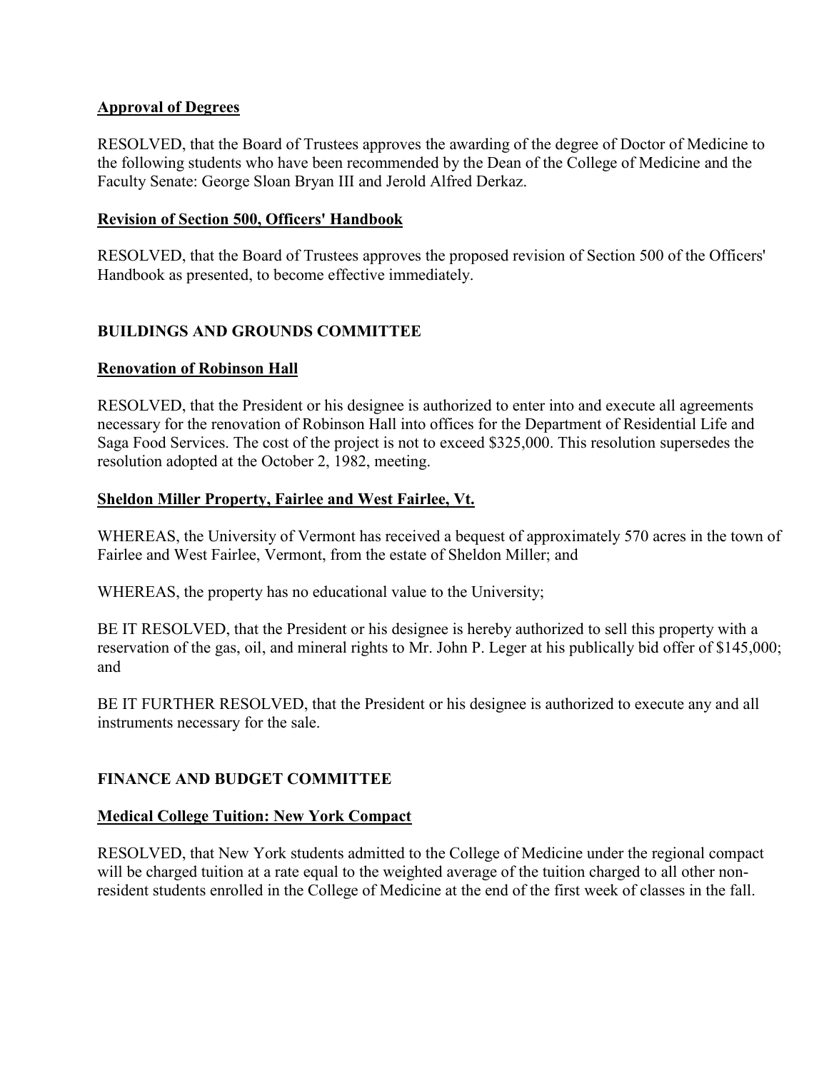**Approval of Degrees**

RESOLVED, that the Board of Trustees approves the awarding of the degree of Doctor of Medicine to the following students who have been recommended by the Dean of the College of Medicine and the Faculty Senate: George Sloan Bryan III and Jerold Alfred Derkaz.

**Revision of Section 500, Officers' Handbook**

RESOLVED, that the Board of Trustees approves the proposed revision of Section 500 of the Officers' Handbook as presented, to become effective immediately.

## BUILDINGS AND GROUNDS COMMITTEE

**Renovation of Robinson Hall**

RESOLVED, that the President or his designee is authorized to enter into and execute all agreements necessary for the renovation of Robinson Hall into offices for the Department of Residential Life and Saga Food Services. The cost of the project is not to exceed $325,000. This resolution supersedes the resolution adopted at the October 2, 1982, meeting.

**Sheldon Miller Property, Fairlee and West Fairlee, Vt.**

WHEREAS, the University of Vermont has received a bequest of approximately 570 acres in the town of Fairlee and West Fairlee, Vermont, from the estate of Sheldon Miller; and

WHEREAS, the property has no educational value to the University;

BE IT RESOLVED, that the President or his designee is hereby authorized to sell this property with a reservation of the gas, oil, and mineral rights to Mr. John P. Leger at his publically bid offer of $145,000; and

BE IT FURTHER RESOLVED, that the President or his designee is authorized to execute any and all instruments necessary for the sale.

## FINANCE AND BUDGET COMMITTEE

**Medical College Tuition: New York Compact**

RESOLVED, that New York students admitted to the College of Medicine under the regional compact will be charged tuition at a rate equal to the weighted average of the tuition charged to all other non-resident students enrolled in the College of Medicine at the end of the first week of classes in the fall.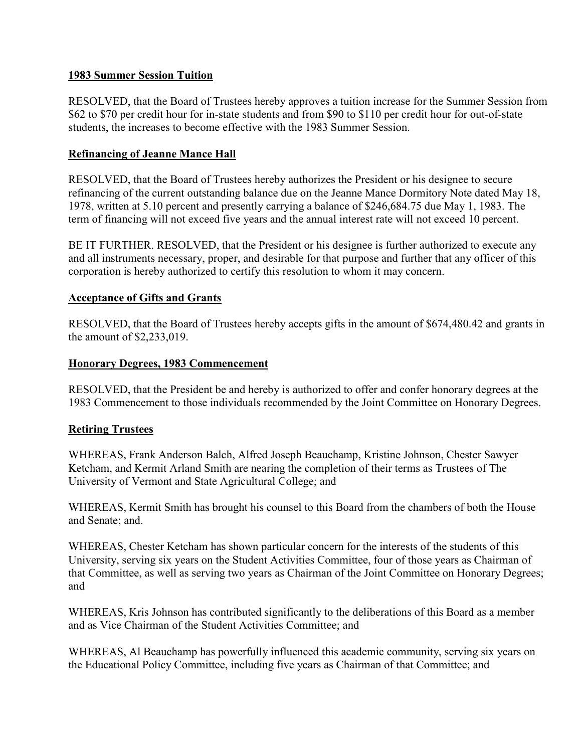**1983 Summer Session Tuition**

RESOLVED, that the Board of Trustees hereby approves a tuition increase for the Summer Session from $62 to $70 per credit hour for in-state students and from $90 to $110 per credit hour for out-of-state students, the increases to become effective with the 1983 Summer Session.

**Refinancing of Jeanne Mance Hall**

RESOLVED, that the Board of Trustees hereby authorizes the President or his designee to secure refinancing of the current outstanding balance due on the Jeanne Mance Dormitory Note dated May 18, 1978, written at 5.10 percent and presently carrying a balance of $246,684.75 due May 1, 1983. The term of financing will not exceed five years and the annual interest rate will not exceed 10 percent.

BE IT FURTHER. RESOLVED, that the President or his designee is further authorized to execute any and all instruments necessary, proper, and desirable for that purpose and further that any officer of this corporation is hereby authorized to certify this resolution to whom it may concern.

**Acceptance of Gifts and Grants**

RESOLVED, that the Board of Trustees hereby accepts gifts in the amount of $674,480.42 and grants in the amount of $2,233,019.

**Honorary Degrees, 1983 Commencement**

RESOLVED, that the President be and hereby is authorized to offer and confer honorary degrees at the 1983 Commencement to those individuals recommended by the Joint Committee on Honorary Degrees.

**Retiring Trustees**

WHEREAS, Frank Anderson Balch, Alfred Joseph Beauchamp, Kristine Johnson, Chester Sawyer Ketcham, and Kermit Arland Smith are nearing the completion of their terms as Trustees of The University of Vermont and State Agricultural College; and

WHEREAS, Kermit Smith has brought his counsel to this Board from the chambers of both the House and Senate; and.

WHEREAS, Chester Ketcham has shown particular concern for the interests of the students of this University, serving six years on the Student Activities Committee, four of those years as Chairman of that Committee, as well as serving two years as Chairman of the Joint Committee on Honorary Degrees; and

WHEREAS, Kris Johnson has contributed significantly to the deliberations of this Board as a member and as Vice Chairman of the Student Activities Committee; and

WHEREAS, Al Beauchamp has powerfully influenced this academic community, serving six years on the Educational Policy Committee, including five years as Chairman of that Committee; and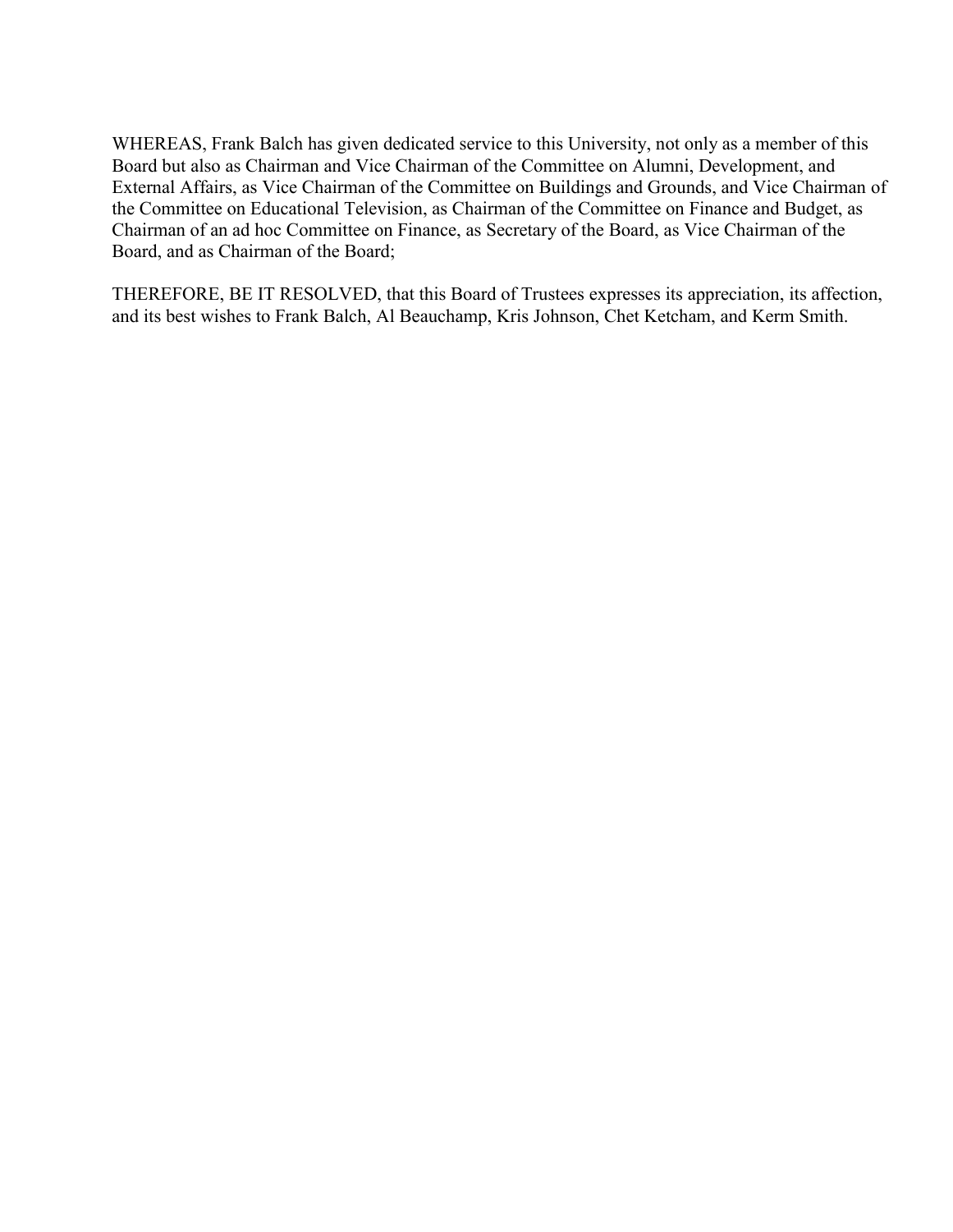WHEREAS, Frank Balch has given dedicated service to this University, not only as a member of this Board but also as Chairman and Vice Chairman of the Committee on Alumni, Development, and External Affairs, as Vice Chairman of the Committee on Buildings and Grounds, and Vice Chairman of the Committee on Educational Television, as Chairman of the Committee on Finance and Budget, as Chairman of an ad hoc Committee on Finance, as Secretary of the Board, as Vice Chairman of the Board, and as Chairman of the Board;

THEREFORE, BE IT RESOLVED, that this Board of Trustees expresses its appreciation, its affection, and its best wishes to Frank Balch, Al Beauchamp, Kris Johnson, Chet Ketcham, and Kerm Smith.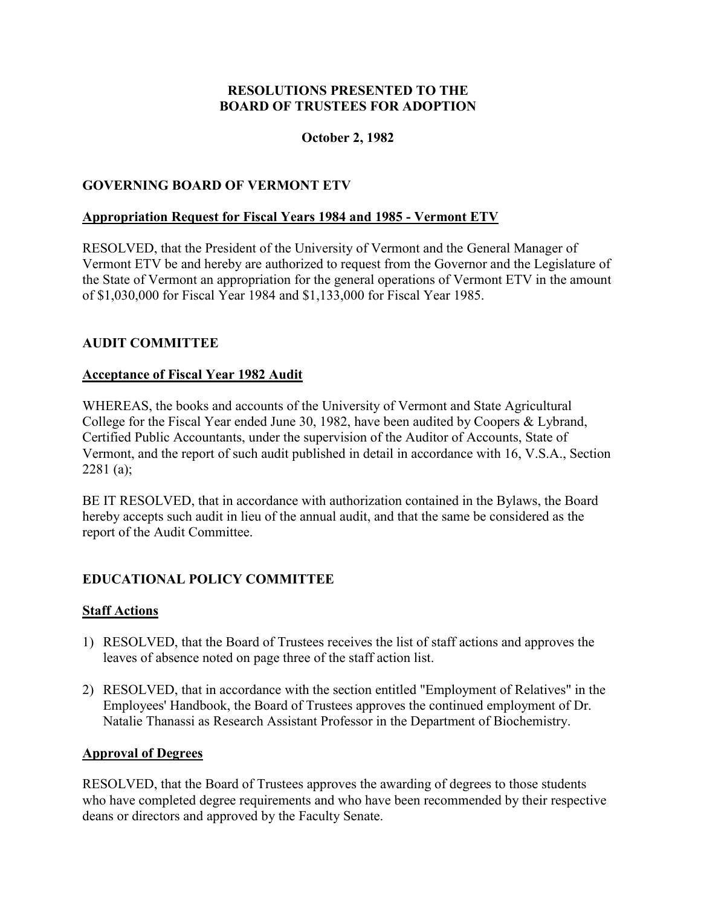**RESOLUTIONS PRESENTED TO THE**
**BOARD OF TRUSTEES FOR ADOPTION**

**October 2, 1982**

## GOVERNING BOARD OF VERMONT ETV

### Appropriation Request for Fiscal Years 1984 and 1985 - Vermont ETV

RESOLVED, that the President of the University of Vermont and the General Manager of Vermont ETV be and hereby are authorized to request from the Governor and the Legislature of the State of Vermont an appropriation for the general operations of Vermont ETV in the amount of $1,030,000 for Fiscal Year 1984 and $1,133,000 for Fiscal Year 1985.

## AUDIT COMMITTEE

### Acceptance of Fiscal Year 1982 Audit

WHEREAS, the books and accounts of the University of Vermont and State Agricultural College for the Fiscal Year ended June 30, 1982, have been audited by Coopers & Lybrand, Certified Public Accountants, under the supervision of the Auditor of Accounts, State of Vermont, and the report of such audit published in detail in accordance with 16, V.S.A., Section 2281 (a);

BE IT RESOLVED, that in accordance with authorization contained in the Bylaws, the Board hereby accepts such audit in lieu of the annual audit, and that the same be considered as the report of the Audit Committee.

## EDUCATIONAL POLICY COMMITTEE

### Staff Actions

1) RESOLVED, that the Board of Trustees receives the list of staff actions and approves the leaves of absence noted on page three of the staff action list.

2) RESOLVED, that in accordance with the section entitled "Employment of Relatives" in the Employees' Handbook, the Board of Trustees approves the continued employment of Dr. Natalie Thanassi as Research Assistant Professor in the Department of Biochemistry.

### Approval of Degrees

RESOLVED, that the Board of Trustees approves the awarding of degrees to those students who have completed degree requirements and who have been recommended by their respective deans or directors and approved by the Faculty Senate.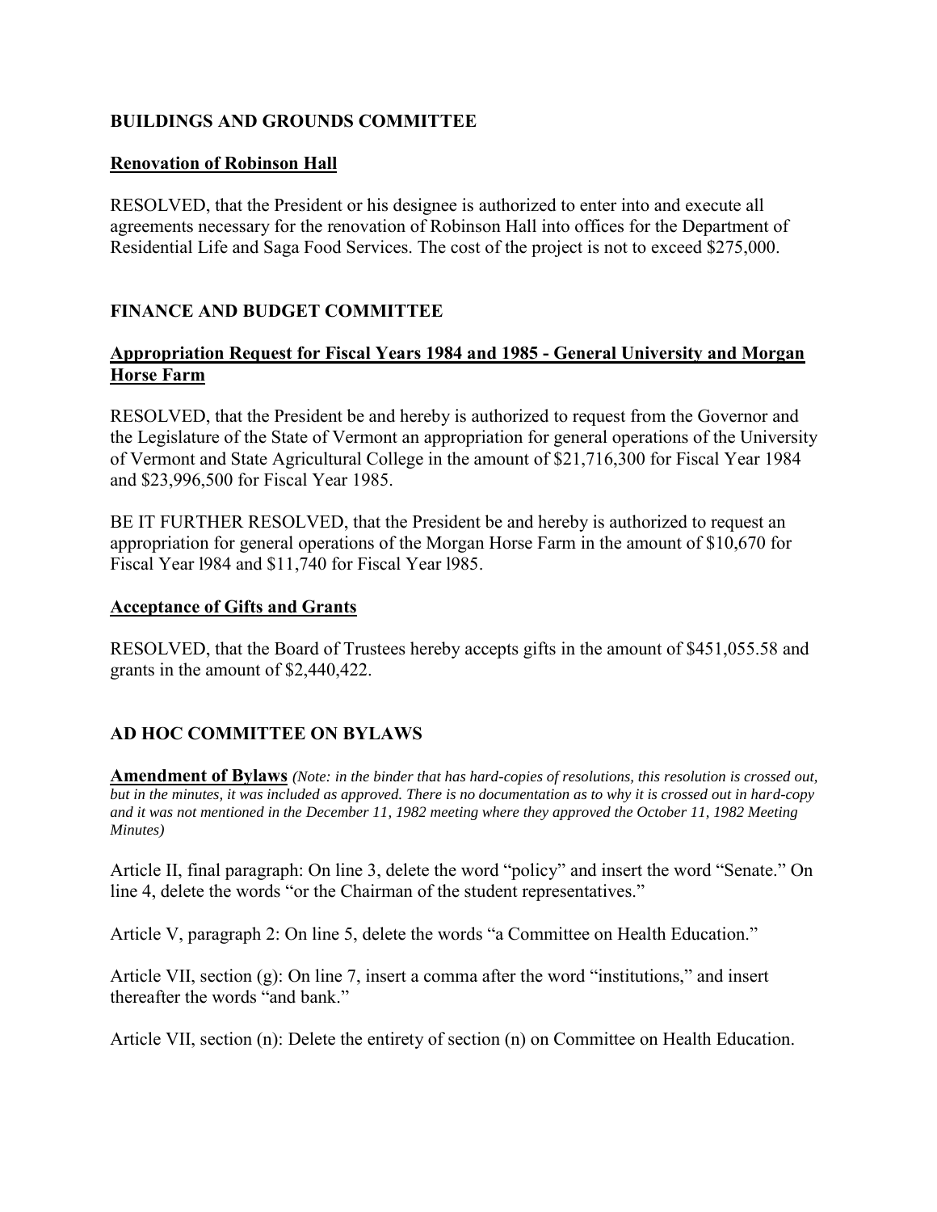## BUILDINGS AND GROUNDS COMMITTEE

### Renovation of Robinson Hall

RESOLVED, that the President or his designee is authorized to enter into and execute all agreements necessary for the renovation of Robinson Hall into offices for the Department of Residential Life and Saga Food Services. The cost of the project is not to exceed $275,000.

## FINANCE AND BUDGET COMMITTEE

### Appropriation Request for Fiscal Years 1984 and 1985 - General University and Morgan Horse Farm

RESOLVED, that the President be and hereby is authorized to request from the Governor and the Legislature of the State of Vermont an appropriation for general operations of the University of Vermont and State Agricultural College in the amount of $21,716,300 for Fiscal Year 1984 and $23,996,500 for Fiscal Year 1985.

BE IT FURTHER RESOLVED, that the President be and hereby is authorized to request an appropriation for general operations of the Morgan Horse Farm in the amount of $10,670 for Fiscal Year l984 and $11,740 for Fiscal Year l985.

### Acceptance of Gifts and Grants

RESOLVED, that the Board of Trustees hereby accepts gifts in the amount of $451,055.58 and grants in the amount of $2,440,422.

## AD HOC COMMITTEE ON BYLAWS

**Amendment of Bylaws** *(Note: in the binder that has hard-copies of resolutions, this resolution is crossed out, but in the minutes, it was included as approved. There is no documentation as to why it is crossed out in hard-copy and it was not mentioned in the December 11, 1982 meeting where they approved the October 11, 1982 Meeting Minutes)*

Article II, final paragraph: On line 3, delete the word "policy" and insert the word "Senate." On line 4, delete the words "or the Chairman of the student representatives."

Article V, paragraph 2: On line 5, delete the words "a Committee on Health Education."

Article VII, section (g): On line 7, insert a comma after the word "institutions," and insert thereafter the words "and bank."

Article VII, section (n): Delete the entirety of section (n) on Committee on Health Education.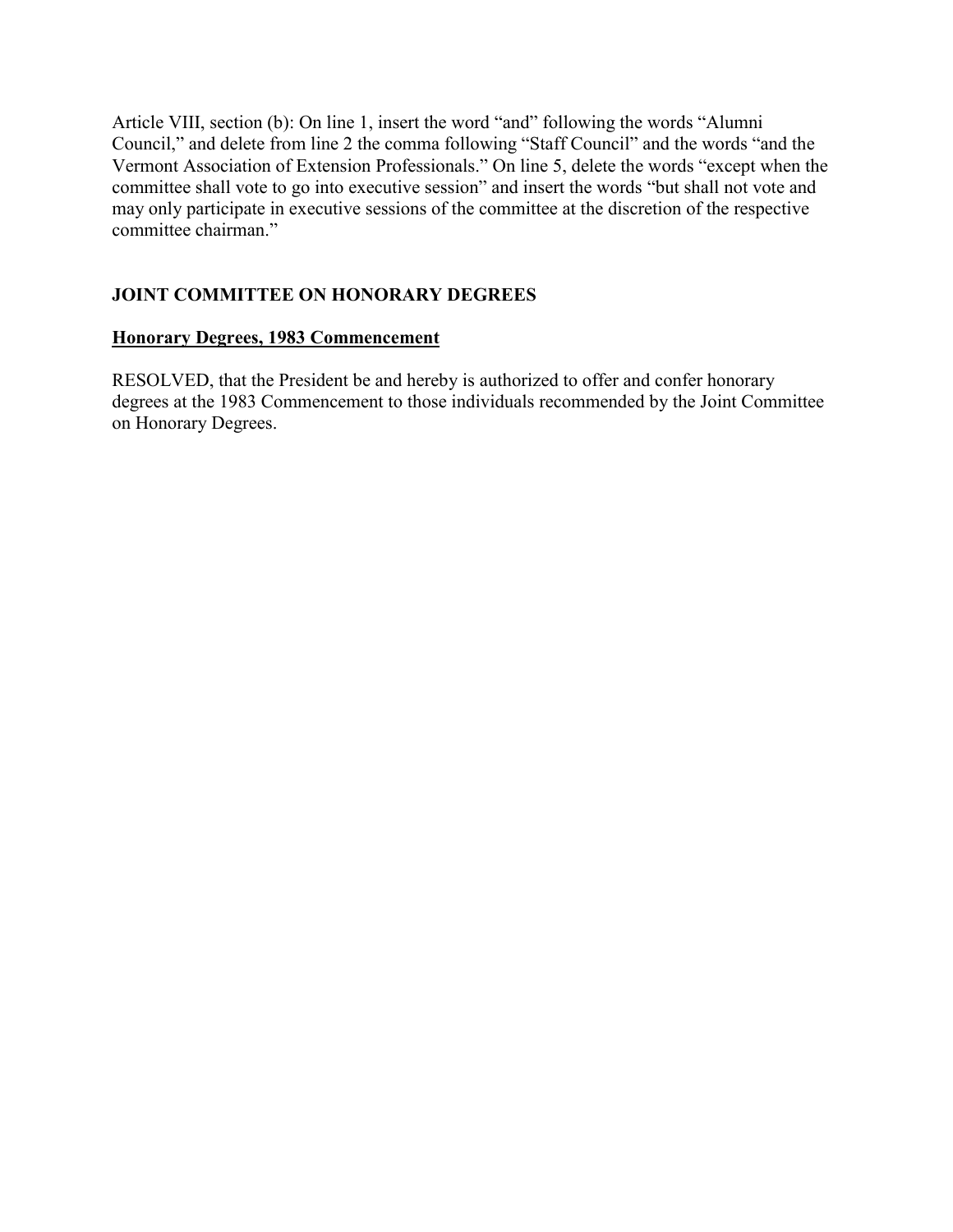Article VIII, section (b): On line 1, insert the word "and" following the words "Alumni Council," and delete from line 2 the comma following "Staff Council" and the words "and the Vermont Association of Extension Professionals." On line 5, delete the words "except when the committee shall vote to go into executive session" and insert the words "but shall not vote and may only participate in executive sessions of the committee at the discretion of the respective committee chairman."

## JOINT COMMITTEE ON HONORARY DEGREES

### <u>Honorary Degrees, 1983 Commencement</u>

RESOLVED, that the President be and hereby is authorized to offer and confer honorary degrees at the 1983 Commencement to those individuals recommended by the Joint Committee on Honorary Degrees.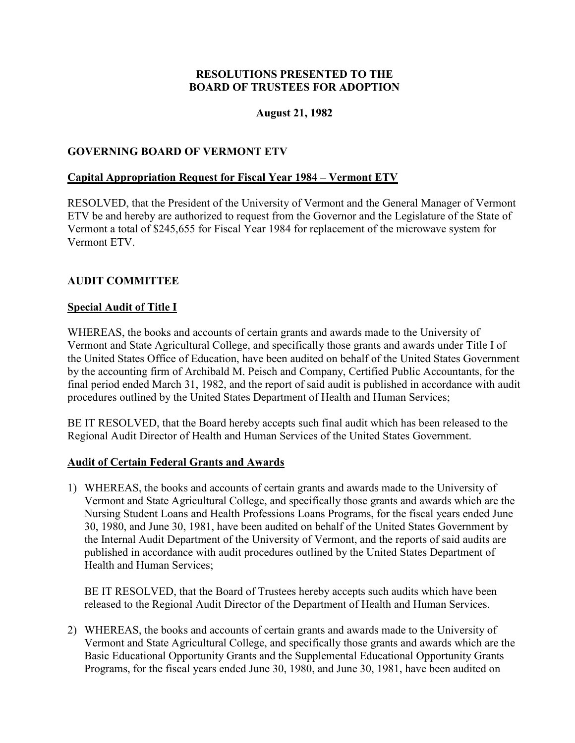**RESOLUTIONS PRESENTED TO THE BOARD OF TRUSTEES FOR ADOPTION**

**August 21, 1982**

## GOVERNING BOARD OF VERMONT ETV

### Capital Appropriation Request for Fiscal Year 1984 – Vermont ETV

RESOLVED, that the President of the University of Vermont and the General Manager of Vermont ETV be and hereby are authorized to request from the Governor and the Legislature of the State of Vermont a total of $245,655 for Fiscal Year 1984 for replacement of the microwave system for Vermont ETV.

## AUDIT COMMITTEE

### Special Audit of Title I

WHEREAS, the books and accounts of certain grants and awards made to the University of Vermont and State Agricultural College, and specifically those grants and awards under Title I of the United States Office of Education, have been audited on behalf of the United States Government by the accounting firm of Archibald M. Peisch and Company, Certified Public Accountants, for the final period ended March 31, 1982, and the report of said audit is published in accordance with audit procedures outlined by the United States Department of Health and Human Services;

BE IT RESOLVED, that the Board hereby accepts such final audit which has been released to the Regional Audit Director of Health and Human Services of the United States Government.

### Audit of Certain Federal Grants and Awards

1) WHEREAS, the books and accounts of certain grants and awards made to the University of Vermont and State Agricultural College, and specifically those grants and awards which are the Nursing Student Loans and Health Professions Loans Programs, for the fiscal years ended June 30, 1980, and June 30, 1981, have been audited on behalf of the United States Government by the Internal Audit Department of the University of Vermont, and the reports of said audits are published in accordance with audit procedures outlined by the United States Department of Health and Human Services;

   BE IT RESOLVED, that the Board of Trustees hereby accepts such audits which have been released to the Regional Audit Director of the Department of Health and Human Services.

2) WHEREAS, the books and accounts of certain grants and awards made to the University of Vermont and State Agricultural College, and specifically those grants and awards which are the Basic Educational Opportunity Grants and the Supplemental Educational Opportunity Grants Programs, for the fiscal years ended June 30, 1980, and June 30, 1981, have been audited on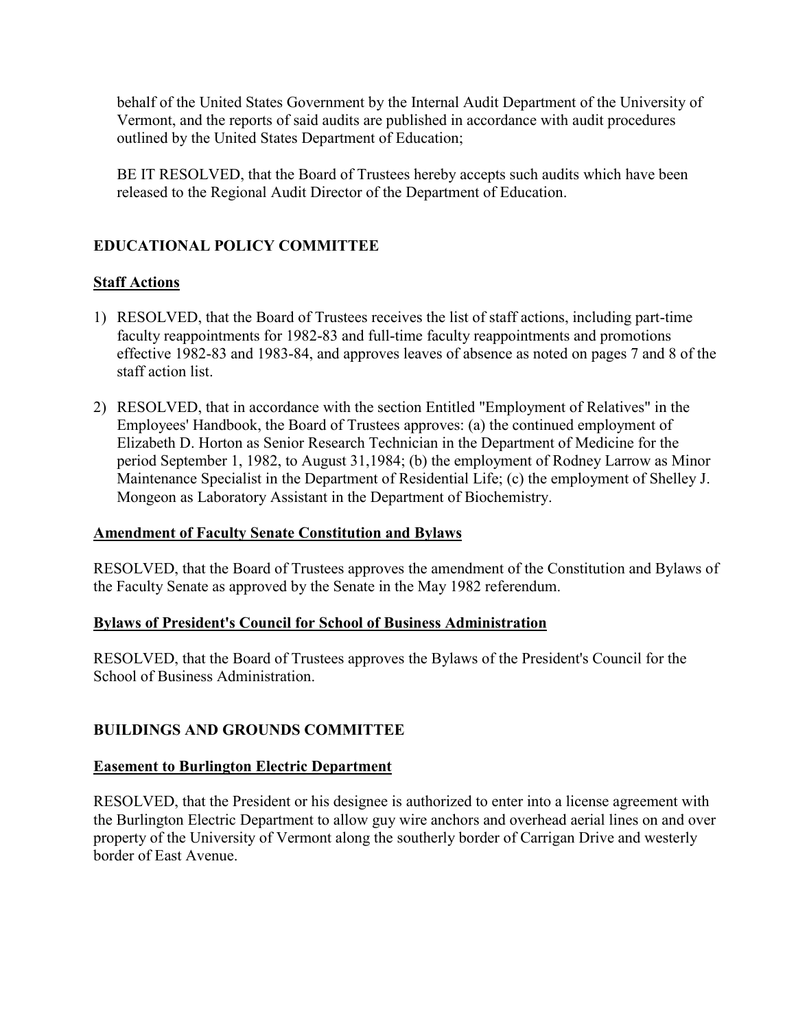behalf of the United States Government by the Internal Audit Department of the University of Vermont, and the reports of said audits are published in accordance with audit procedures outlined by the United States Department of Education;

BE IT RESOLVED, that the Board of Trustees hereby accepts such audits which have been released to the Regional Audit Director of the Department of Education.

## EDUCATIONAL POLICY COMMITTEE

### Staff Actions

1) RESOLVED, that the Board of Trustees receives the list of staff actions, including part-time faculty reappointments for 1982-83 and full-time faculty reappointments and promotions effective 1982-83 and 1983-84, and approves leaves of absence as noted on pages 7 and 8 of the staff action list.

2) RESOLVED, that in accordance with the section Entitled "Employment of Relatives" in the Employees' Handbook, the Board of Trustees approves: (a) the continued employment of Elizabeth D. Horton as Senior Research Technician in the Department of Medicine for the period September 1, 1982, to August 31,1984; (b) the employment of Rodney Larrow as Minor Maintenance Specialist in the Department of Residential Life; (c) the employment of Shelley J. Mongeon as Laboratory Assistant in the Department of Biochemistry.

### Amendment of Faculty Senate Constitution and Bylaws

RESOLVED, that the Board of Trustees approves the amendment of the Constitution and Bylaws of the Faculty Senate as approved by the Senate in the May 1982 referendum.

### Bylaws of President's Council for School of Business Administration

RESOLVED, that the Board of Trustees approves the Bylaws of the President's Council for the School of Business Administration.

## BUILDINGS AND GROUNDS COMMITTEE

### Easement to Burlington Electric Department

RESOLVED, that the President or his designee is authorized to enter into a license agreement with the Burlington Electric Department to allow guy wire anchors and overhead aerial lines on and over property of the University of Vermont along the southerly border of Carrigan Drive and westerly border of East Avenue.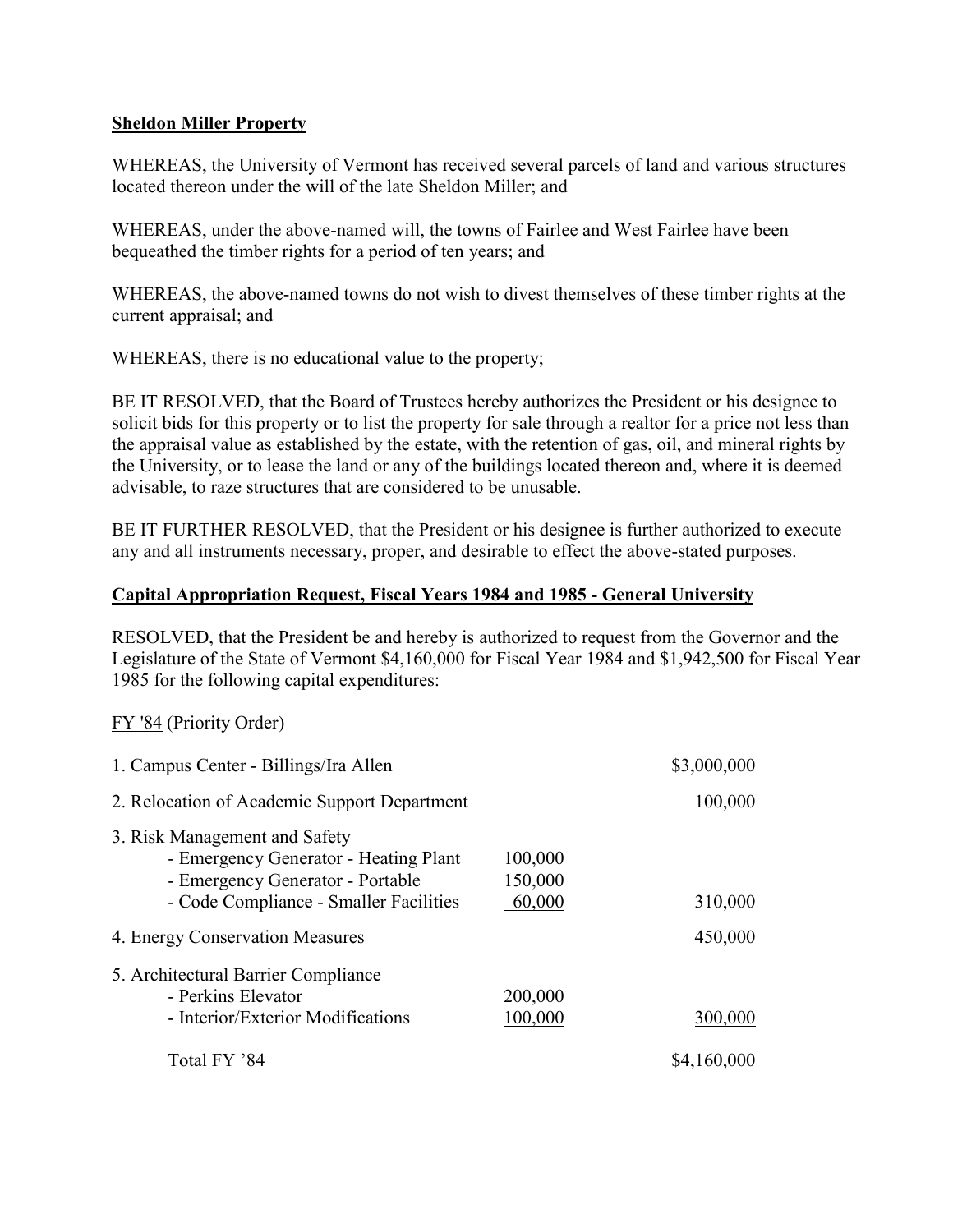**Sheldon Miller Property**

WHEREAS, the University of Vermont has received several parcels of land and various structures located thereon under the will of the late Sheldon Miller; and

WHEREAS, under the above-named will, the towns of Fairlee and West Fairlee have been bequeathed the timber rights for a period of ten years; and

WHEREAS, the above-named towns do not wish to divest themselves of these timber rights at the current appraisal; and

WHEREAS, there is no educational value to the property;

BE IT RESOLVED, that the Board of Trustees hereby authorizes the President or his designee to solicit bids for this property or to list the property for sale through a realtor for a price not less than the appraisal value as established by the estate, with the retention of gas, oil, and mineral rights by the University, or to lease the land or any of the buildings located thereon and, where it is deemed advisable, to raze structures that are considered to be unusable.

BE IT FURTHER RESOLVED, that the President or his designee is further authorized to execute any and all instruments necessary, proper, and desirable to effect the above-stated purposes.

**Capital Appropriation Request, Fiscal Years 1984 and 1985 - General University**

RESOLVED, that the President be and hereby is authorized to request from the Governor and the Legislature of the State of Vermont $4,160,000 for Fiscal Year 1984 and $1,942,500 for Fiscal Year 1985 for the following capital expenditures:

FY '84 (Priority Order)

| Item | | Amount |
|---|---|---|
| 1. Campus Center - Billings/Ira Allen | | $3,000,000 |
| 2. Relocation of Academic Support Department | | 100,000 |
| 3. Risk Management and Safety | | |
| - Emergency Generator - Heating Plant | 100,000 | |
| - Emergency Generator - Portable | 150,000 | |
| - Code Compliance - Smaller Facilities | 60,000 | 310,000 |
| 4. Energy Conservation Measures | | 450,000 |
| 5. Architectural Barrier Compliance | | |
| - Perkins Elevator | 200,000 | |
| - Interior/Exterior Modifications | 100,000 | 300,000 |
| Total FY '84 | | $4,160,000 |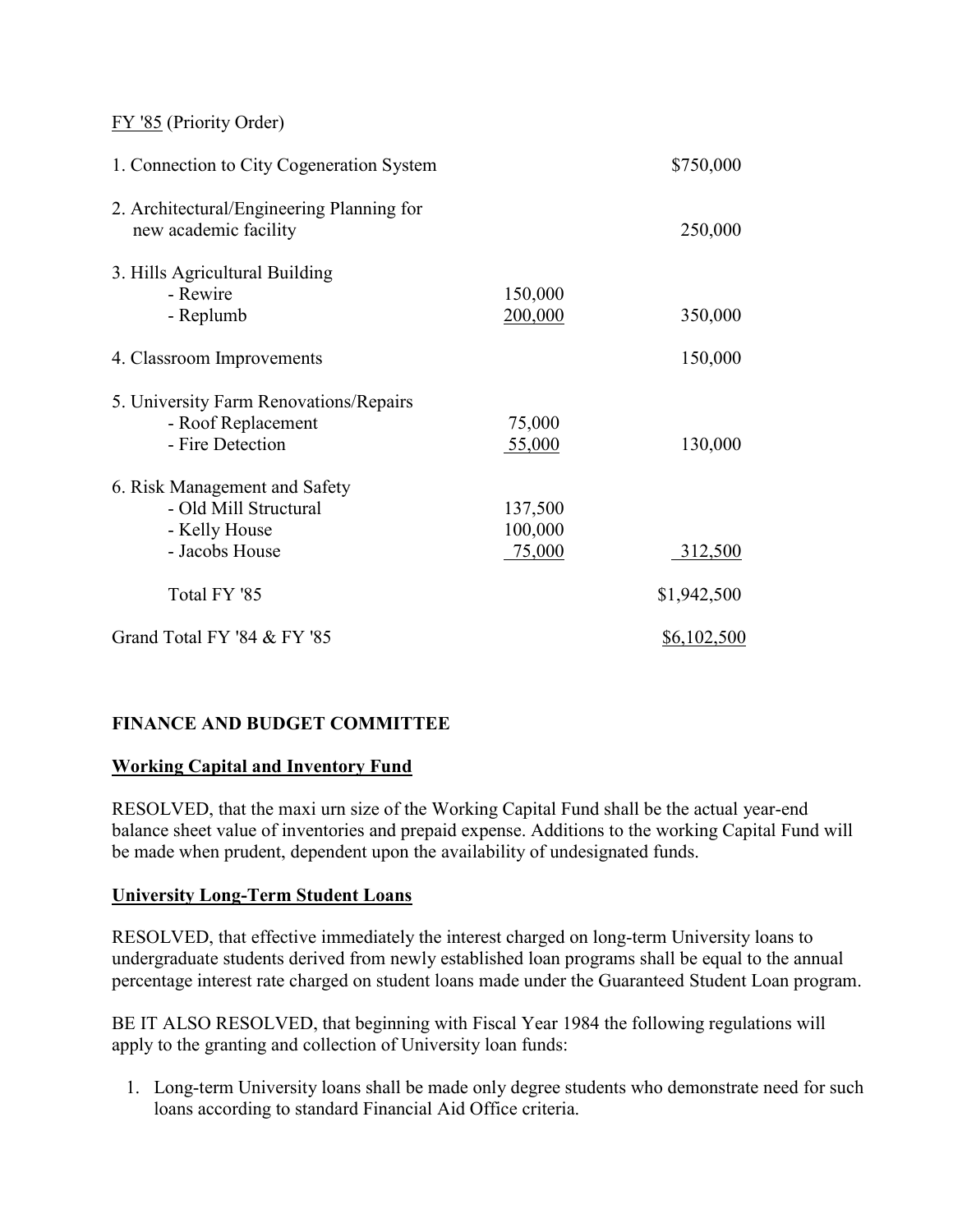FY '85 (Priority Order)

| | | |
|---|---|---|
| 1. Connection to City Cogeneration System | | $750,000 |
| 2. Architectural/Engineering Planning for new academic facility | | 250,000 |
| 3. Hills Agricultural Building | | |
| - Rewire | 150,000 | |
| - Replumb | 200,000 | 350,000 |
| 4. Classroom Improvements | | 150,000 |
| 5. University Farm Renovations/Repairs | | |
| - Roof Replacement | 75,000 | |
| - Fire Detection | 55,000 | 130,000 |
| 6. Risk Management and Safety | | |
| - Old Mill Structural | 137,500 | |
| - Kelly House | 100,000 | |
| - Jacobs House | 75,000 | 312,500 |
| Total FY '85 | | $1,942,500 |
| Grand Total FY '84 & FY '85 | | $6,102,500 |

**FINANCE AND BUDGET COMMITTEE**

**Working Capital and Inventory Fund**

RESOLVED, that the maxi urn size of the Working Capital Fund shall be the actual year-end balance sheet value of inventories and prepaid expense. Additions to the working Capital Fund will be made when prudent, dependent upon the availability of undesignated funds.

**University Long-Term Student Loans**

RESOLVED, that effective immediately the interest charged on long-term University loans to undergraduate students derived from newly established loan programs shall be equal to the annual percentage interest rate charged on student loans made under the Guaranteed Student Loan program.

BE IT ALSO RESOLVED, that beginning with Fiscal Year 1984 the following regulations will apply to the granting and collection of University loan funds:

1. Long-term University loans shall be made only degree students who demonstrate need for such loans according to standard Financial Aid Office criteria.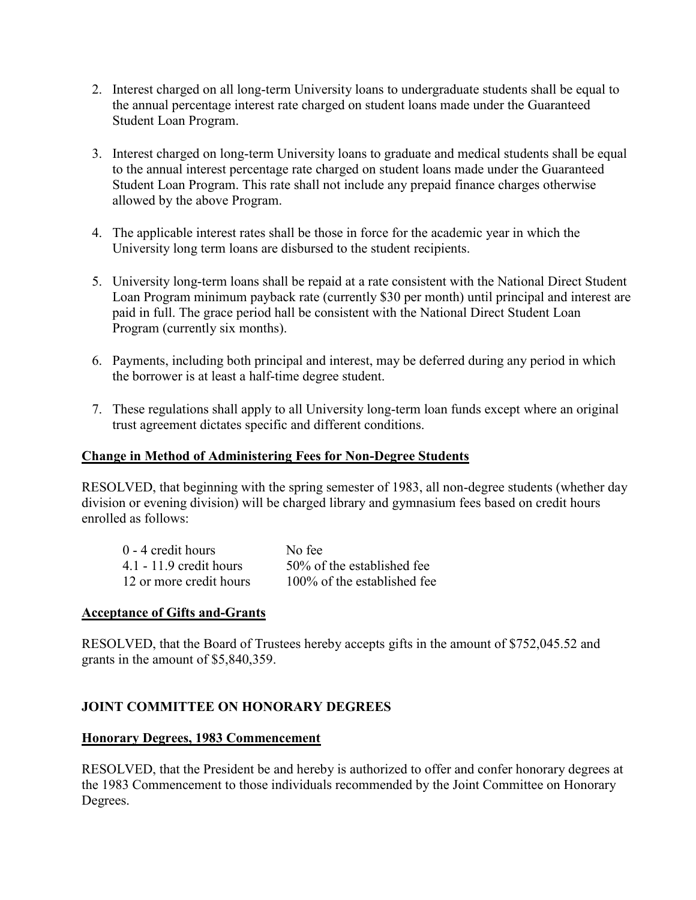2. Interest charged on all long-term University loans to undergraduate students shall be equal to the annual percentage interest rate charged on student loans made under the Guaranteed Student Loan Program.

3. Interest charged on long-term University loans to graduate and medical students shall be equal to the annual interest percentage rate charged on student loans made under the Guaranteed Student Loan Program. This rate shall not include any prepaid finance charges otherwise allowed by the above Program.

4. The applicable interest rates shall be those in force for the academic year in which the University long term loans are disbursed to the student recipients.

5. University long-term loans shall be repaid at a rate consistent with the National Direct Student Loan Program minimum payback rate (currently $30 per month) until principal and interest are paid in full. The grace period hall be consistent with the National Direct Student Loan Program (currently six months).

6. Payments, including both principal and interest, may be deferred during any period in which the borrower is at least a half-time degree student.

7. These regulations shall apply to all University long-term loan funds except where an original trust agreement dictates specific and different conditions.

**Change in Method of Administering Fees for Non-Degree Students**

RESOLVED, that beginning with the spring semester of 1983, all non-degree students (whether day division or evening division) will be charged library and gymnasium fees based on credit hours enrolled as follows:

| | |
|---|---|
| 0 - 4 credit hours | No fee |
| 4.1 - 11.9 credit hours | 50% of the established fee |
| 12 or more credit hours | 100% of the established fee |

**Acceptance of Gifts and-Grants**

RESOLVED, that the Board of Trustees hereby accepts gifts in the amount of $752,045.52 and grants in the amount of $5,840,359.

## JOINT COMMITTEE ON HONORARY DEGREES

**Honorary Degrees, 1983 Commencement**

RESOLVED, that the President be and hereby is authorized to offer and confer honorary degrees at the 1983 Commencement to those individuals recommended by the Joint Committee on Honorary Degrees.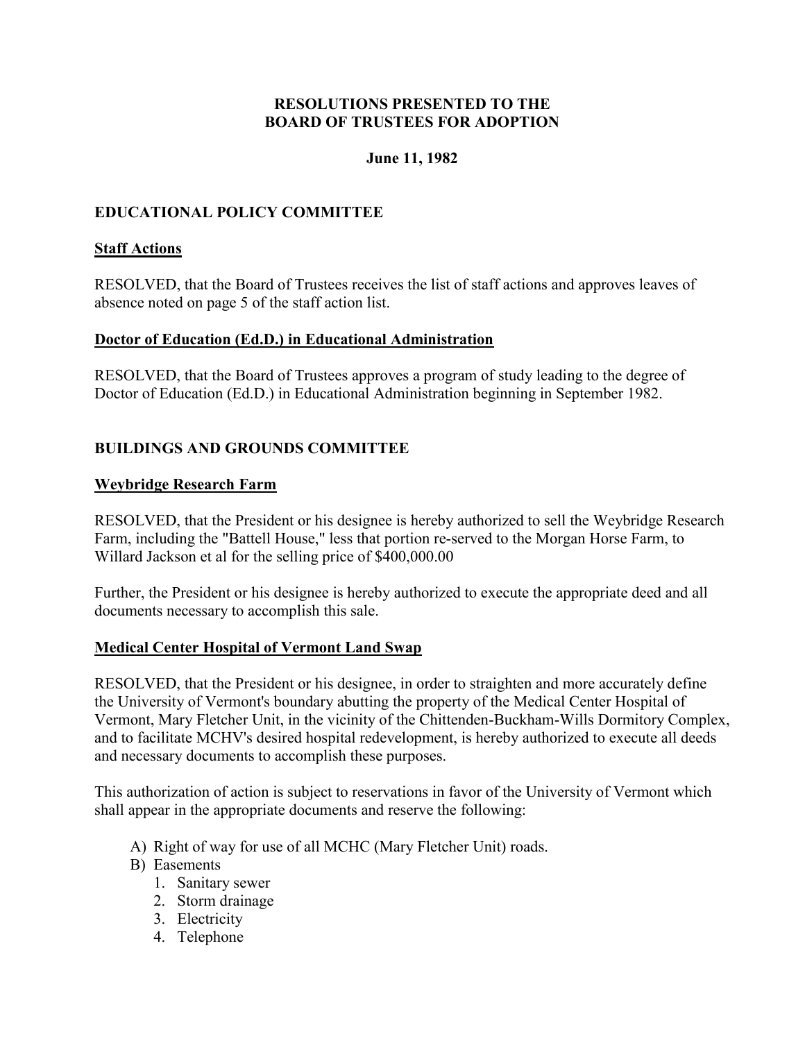**RESOLUTIONS PRESENTED TO THE BOARD OF TRUSTEES FOR ADOPTION**

**June 11, 1982**

## EDUCATIONAL POLICY COMMITTEE

### Staff Actions

RESOLVED, that the Board of Trustees receives the list of staff actions and approves leaves of absence noted on page 5 of the staff action list.

### Doctor of Education (Ed.D.) in Educational Administration

RESOLVED, that the Board of Trustees approves a program of study leading to the degree of Doctor of Education (Ed.D.) in Educational Administration beginning in September 1982.

## BUILDINGS AND GROUNDS COMMITTEE

### Weybridge Research Farm

RESOLVED, that the President or his designee is hereby authorized to sell the Weybridge Research Farm, including the "Battell House," less that portion re-served to the Morgan Horse Farm, to Willard Jackson et al for the selling price of $400,000.00

Further, the President or his designee is hereby authorized to execute the appropriate deed and all documents necessary to accomplish this sale.

### Medical Center Hospital of Vermont Land Swap

RESOLVED, that the President or his designee, in order to straighten and more accurately define the University of Vermont's boundary abutting the property of the Medical Center Hospital of Vermont, Mary Fletcher Unit, in the vicinity of the Chittenden-Buckham-Wills Dormitory Complex, and to facilitate MCHV's desired hospital redevelopment, is hereby authorized to execute all deeds and necessary documents to accomplish these purposes.

This authorization of action is subject to reservations in favor of the University of Vermont which shall appear in the appropriate documents and reserve the following:

A) Right of way for use of all MCHC (Mary Fletcher Unit) roads.
B) Easements
   1. Sanitary sewer
   2. Storm drainage
   3. Electricity
   4. Telephone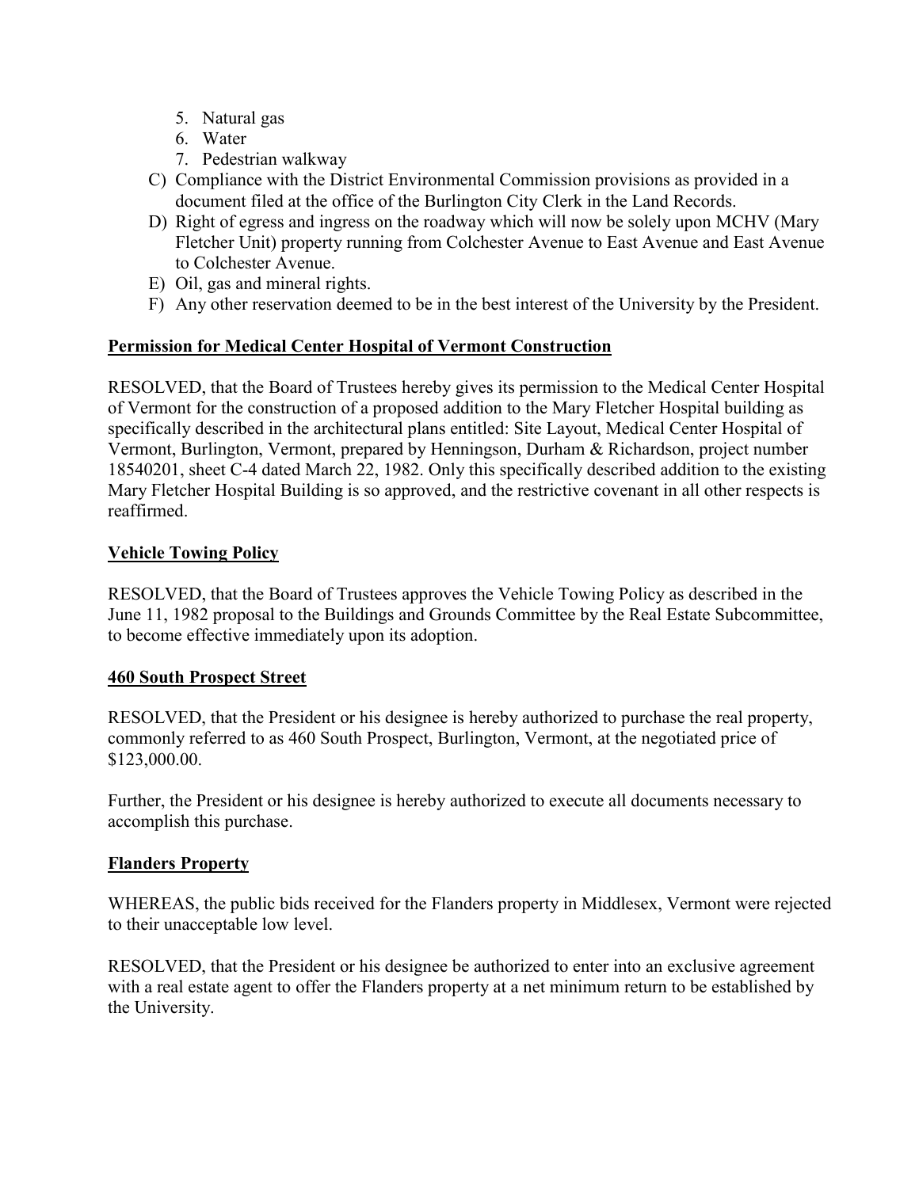5. Natural gas
6. Water
7. Pedestrian walkway

C) Compliance with the District Environmental Commission provisions as provided in a document filed at the office of the Burlington City Clerk in the Land Records.
D) Right of egress and ingress on the roadway which will now be solely upon MCHV (Mary Fletcher Unit) property running from Colchester Avenue to East Avenue and East Avenue to Colchester Avenue.
E) Oil, gas and mineral rights.
F) Any other reservation deemed to be in the best interest of the University by the President.

**Permission for Medical Center Hospital of Vermont Construction**

RESOLVED, that the Board of Trustees hereby gives its permission to the Medical Center Hospital of Vermont for the construction of a proposed addition to the Mary Fletcher Hospital building as specifically described in the architectural plans entitled: Site Layout, Medical Center Hospital of Vermont, Burlington, Vermont, prepared by Henningson, Durham & Richardson, project number 18540201, sheet C-4 dated March 22, 1982. Only this specifically described addition to the existing Mary Fletcher Hospital Building is so approved, and the restrictive covenant in all other respects is reaffirmed.

**Vehicle Towing Policy**

RESOLVED, that the Board of Trustees approves the Vehicle Towing Policy as described in the June 11, 1982 proposal to the Buildings and Grounds Committee by the Real Estate Subcommittee, to become effective immediately upon its adoption.

**460 South Prospect Street**

RESOLVED, that the President or his designee is hereby authorized to purchase the real property, commonly referred to as 460 South Prospect, Burlington, Vermont, at the negotiated price of $123,000.00.

Further, the President or his designee is hereby authorized to execute all documents necessary to accomplish this purchase.

**Flanders Property**

WHEREAS, the public bids received for the Flanders property in Middlesex, Vermont were rejected to their unacceptable low level.

RESOLVED, that the President or his designee be authorized to enter into an exclusive agreement with a real estate agent to offer the Flanders property at a net minimum return to be established by the University.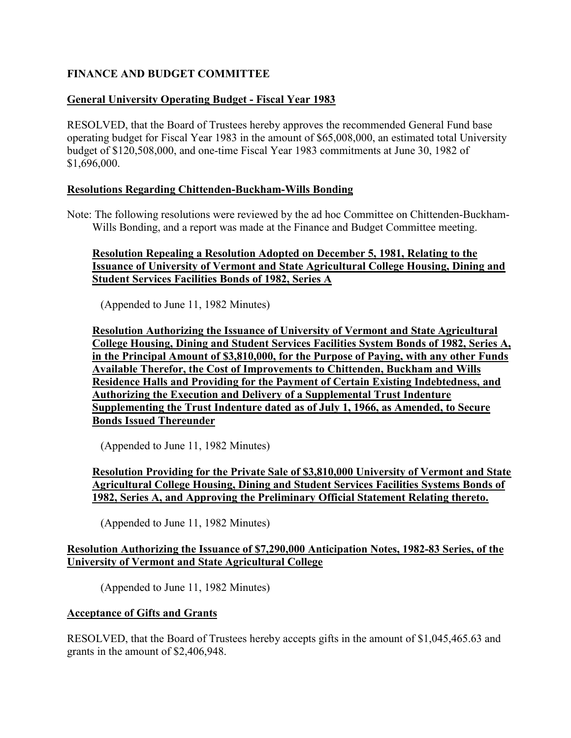**FINANCE AND BUDGET COMMITTEE**

**General University Operating Budget - Fiscal Year 1983**

RESOLVED, that the Board of Trustees hereby approves the recommended General Fund base operating budget for Fiscal Year 1983 in the amount of $65,008,000, an estimated total University budget of $120,508,000, and one-time Fiscal Year 1983 commitments at June 30, 1982 of $1,696,000.

**Resolutions Regarding Chittenden-Buckham-Wills Bonding**

Note: The following resolutions were reviewed by the ad hoc Committee on Chittenden-Buckham-Wills Bonding, and a report was made at the Finance and Budget Committee meeting.

**Resolution Repealing a Resolution Adopted on December 5, 1981, Relating to the Issuance of University of Vermont and State Agricultural College Housing, Dining and Student Services Facilities Bonds of 1982, Series A**

(Appended to June 11, 1982 Minutes)

**Resolution Authorizing the Issuance of University of Vermont and State Agricultural College Housing, Dining and Student Services Facilities System Bonds of 1982, Series A, in the Principal Amount of $3,810,000, for the Purpose of Paying, with any other Funds Available Therefor, the Cost of Improvements to Chittenden, Buckham and Wills Residence Halls and Providing for the Payment of Certain Existing Indebtedness, and Authorizing the Execution and Delivery of a Supplemental Trust Indenture Supplementing the Trust Indenture dated as of July 1, 1966, as Amended, to Secure Bonds Issued Thereunder**

(Appended to June 11, 1982 Minutes)

**Resolution Providing for the Private Sale of $3,810,000 University of Vermont and State Agricultural College Housing, Dining and Student Services Facilities Systems Bonds of 1982, Series A, and Approving the Preliminary Official Statement Relating thereto.**

(Appended to June 11, 1982 Minutes)

**Resolution Authorizing the Issuance of $7,290,000 Anticipation Notes, 1982-83 Series, of the University of Vermont and State Agricultural College**

(Appended to June 11, 1982 Minutes)

**Acceptance of Gifts and Grants**

RESOLVED, that the Board of Trustees hereby accepts gifts in the amount of $1,045,465.63 and grants in the amount of $2,406,948.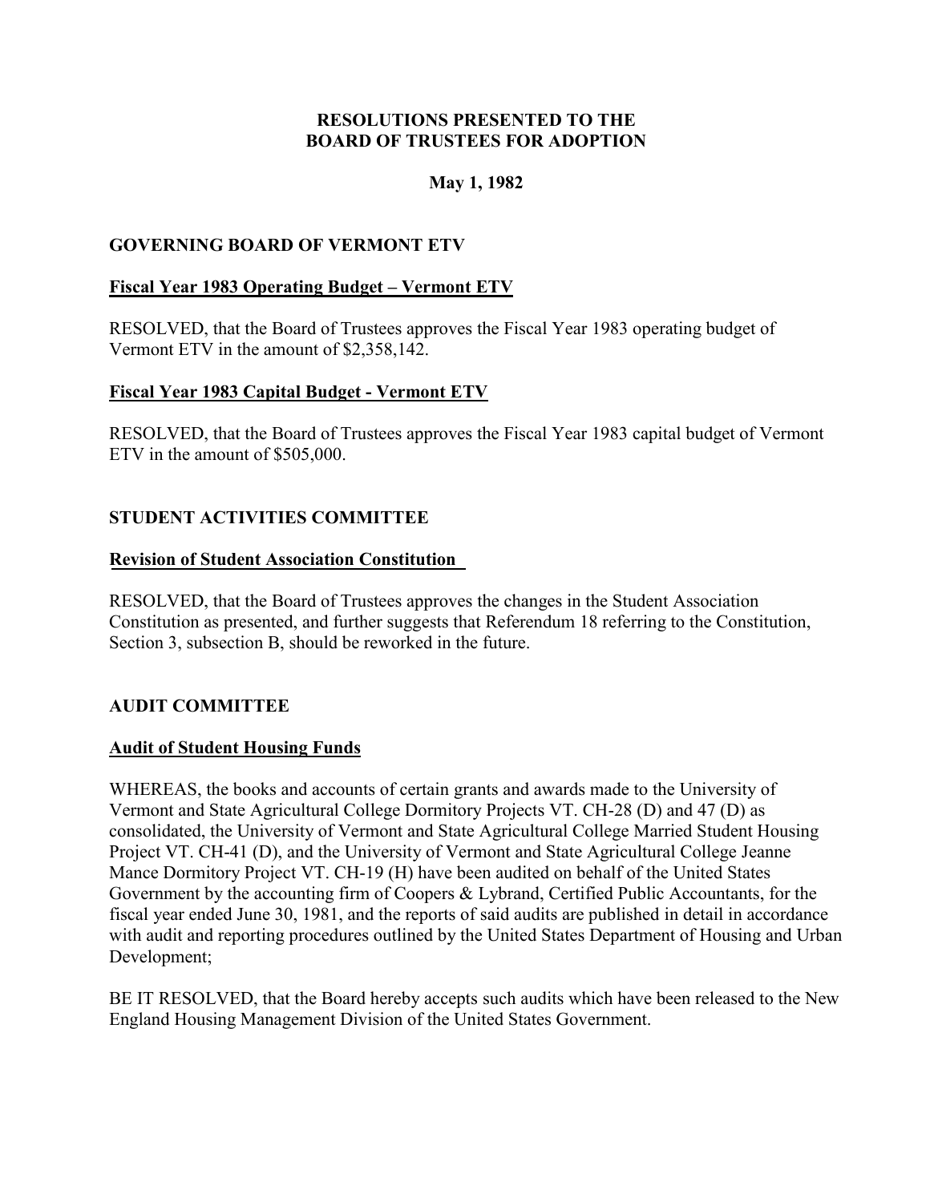**RESOLUTIONS PRESENTED TO THE BOARD OF TRUSTEES FOR ADOPTION**

**May 1, 1982**

## GOVERNING BOARD OF VERMONT ETV

### Fiscal Year 1983 Operating Budget – Vermont ETV

RESOLVED, that the Board of Trustees approves the Fiscal Year 1983 operating budget of Vermont ETV in the amount of $2,358,142.

### Fiscal Year 1983 Capital Budget - Vermont ETV

RESOLVED, that the Board of Trustees approves the Fiscal Year 1983 capital budget of Vermont ETV in the amount of $505,000.

## STUDENT ACTIVITIES COMMITTEE

### Revision of Student Association Constitution

RESOLVED, that the Board of Trustees approves the changes in the Student Association Constitution as presented, and further suggests that Referendum 18 referring to the Constitution, Section 3, subsection B, should be reworked in the future.

## AUDIT COMMITTEE

### Audit of Student Housing Funds

WHEREAS, the books and accounts of certain grants and awards made to the University of Vermont and State Agricultural College Dormitory Projects VT. CH-28 (D) and 47 (D) as consolidated, the University of Vermont and State Agricultural College Married Student Housing Project VT. CH-41 (D), and the University of Vermont and State Agricultural College Jeanne Mance Dormitory Project VT. CH-19 (H) have been audited on behalf of the United States Government by the accounting firm of Coopers & Lybrand, Certified Public Accountants, for the fiscal year ended June 30, 1981, and the reports of said audits are published in detail in accordance with audit and reporting procedures outlined by the United States Department of Housing and Urban Development;

BE IT RESOLVED, that the Board hereby accepts such audits which have been released to the New England Housing Management Division of the United States Government.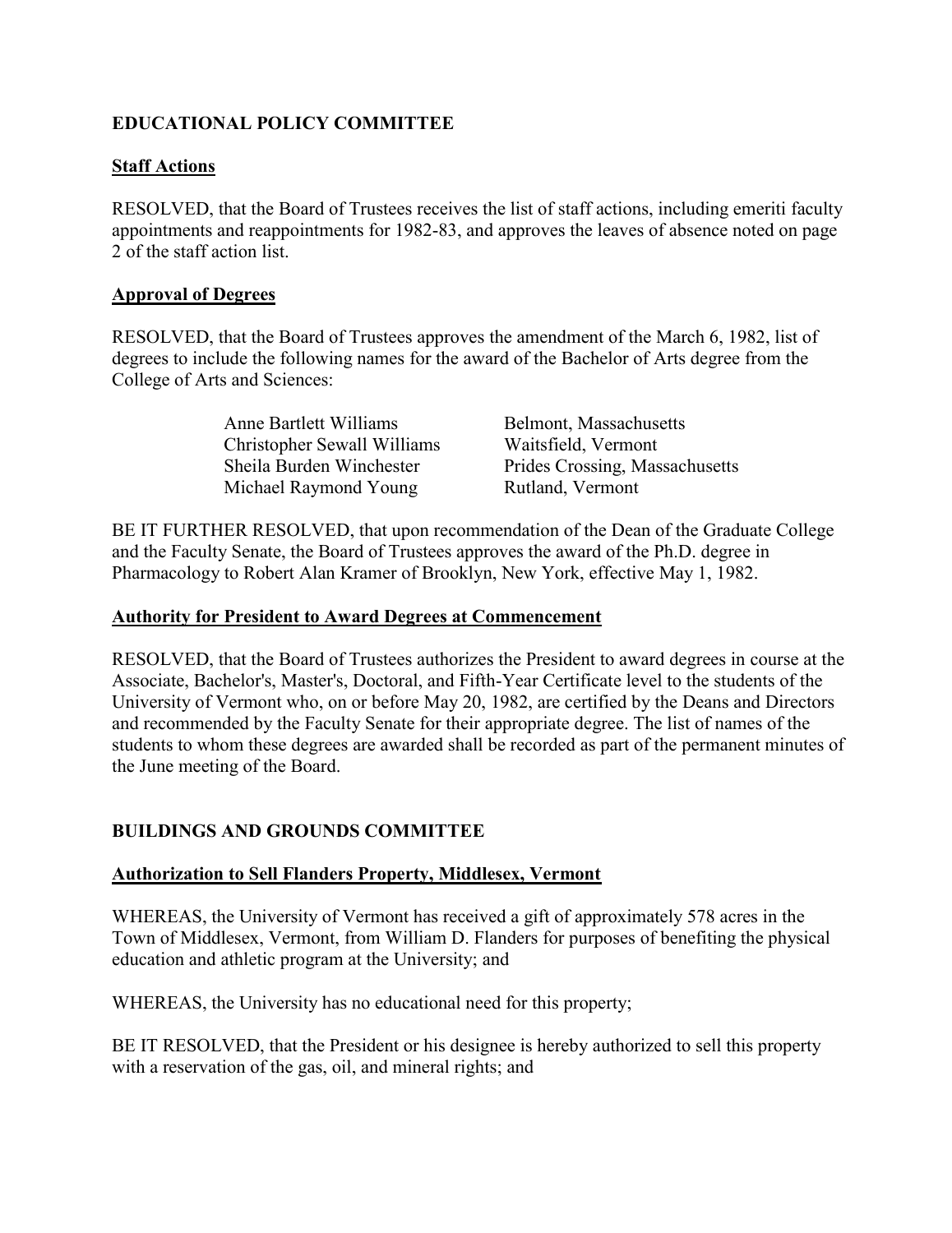## EDUCATIONAL POLICY COMMITTEE

### Staff Actions

RESOLVED, that the Board of Trustees receives the list of staff actions, including emeriti faculty appointments and reappointments for 1982-83, and approves the leaves of absence noted on page 2 of the staff action list.

### Approval of Degrees

RESOLVED, that the Board of Trustees approves the amendment of the March 6, 1982, list of degrees to include the following names for the award of the Bachelor of Arts degree from the College of Arts and Sciences:

| | |
|---|---|
| Anne Bartlett Williams | Belmont, Massachusetts |
| Christopher Sewall Williams | Waitsfield, Vermont |
| Sheila Burden Winchester | Prides Crossing, Massachusetts |
| Michael Raymond Young | Rutland, Vermont |

BE IT FURTHER RESOLVED, that upon recommendation of the Dean of the Graduate College and the Faculty Senate, the Board of Trustees approves the award of the Ph.D. degree in Pharmacology to Robert Alan Kramer of Brooklyn, New York, effective May 1, 1982.

### Authority for President to Award Degrees at Commencement

RESOLVED, that the Board of Trustees authorizes the President to award degrees in course at the Associate, Bachelor's, Master's, Doctoral, and Fifth-Year Certificate level to the students of the University of Vermont who, on or before May 20, 1982, are certified by the Deans and Directors and recommended by the Faculty Senate for their appropriate degree. The list of names of the students to whom these degrees are awarded shall be recorded as part of the permanent minutes of the June meeting of the Board.

## BUILDINGS AND GROUNDS COMMITTEE

### Authorization to Sell Flanders Property, Middlesex, Vermont

WHEREAS, the University of Vermont has received a gift of approximately 578 acres in the Town of Middlesex, Vermont, from William D. Flanders for purposes of benefiting the physical education and athletic program at the University; and

WHEREAS, the University has no educational need for this property;

BE IT RESOLVED, that the President or his designee is hereby authorized to sell this property with a reservation of the gas, oil, and mineral rights; and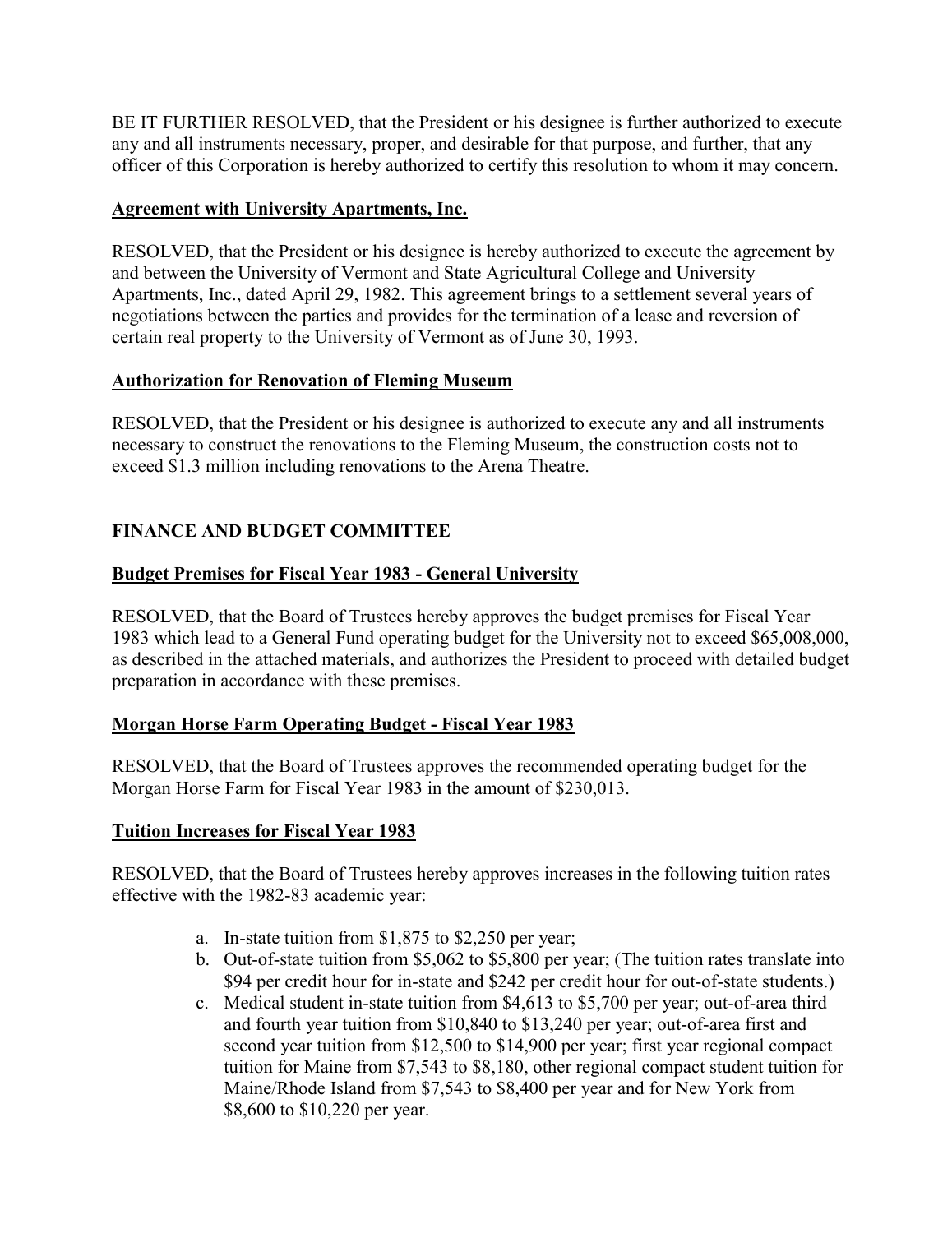BE IT FURTHER RESOLVED, that the President or his designee is further authorized to execute any and all instruments necessary, proper, and desirable for that purpose, and further, that any officer of this Corporation is hereby authorized to certify this resolution to whom it may concern.

**Agreement with University Apartments, Inc.**

RESOLVED, that the President or his designee is hereby authorized to execute the agreement by and between the University of Vermont and State Agricultural College and University Apartments, Inc., dated April 29, 1982. This agreement brings to a settlement several years of negotiations between the parties and provides for the termination of a lease and reversion of certain real property to the University of Vermont as of June 30, 1993.

**Authorization for Renovation of Fleming Museum**

RESOLVED, that the President or his designee is authorized to execute any and all instruments necessary to construct the renovations to the Fleming Museum, the construction costs not to exceed $1.3 million including renovations to the Arena Theatre.

## FINANCE AND BUDGET COMMITTEE

**Budget Premises for Fiscal Year 1983 - General University**

RESOLVED, that the Board of Trustees hereby approves the budget premises for Fiscal Year 1983 which lead to a General Fund operating budget for the University not to exceed $65,008,000, as described in the attached materials, and authorizes the President to proceed with detailed budget preparation in accordance with these premises.

**Morgan Horse Farm Operating Budget - Fiscal Year 1983**

RESOLVED, that the Board of Trustees approves the recommended operating budget for the Morgan Horse Farm for Fiscal Year 1983 in the amount of $230,013.

**Tuition Increases for Fiscal Year 1983**

RESOLVED, that the Board of Trustees hereby approves increases in the following tuition rates effective with the 1982-83 academic year:

a. In-state tuition from $1,875 to $2,250 per year;
b. Out-of-state tuition from $5,062 to $5,800 per year; (The tuition rates translate into $94 per credit hour for in-state and $242 per credit hour for out-of-state students.)
c. Medical student in-state tuition from $4,613 to $5,700 per year; out-of-area third and fourth year tuition from $10,840 to $13,240 per year; out-of-area first and second year tuition from $12,500 to $14,900 per year; first year regional compact tuition for Maine from $7,543 to $8,180, other regional compact student tuition for Maine/Rhode Island from $7,543 to $8,400 per year and for New York from $8,600 to $10,220 per year.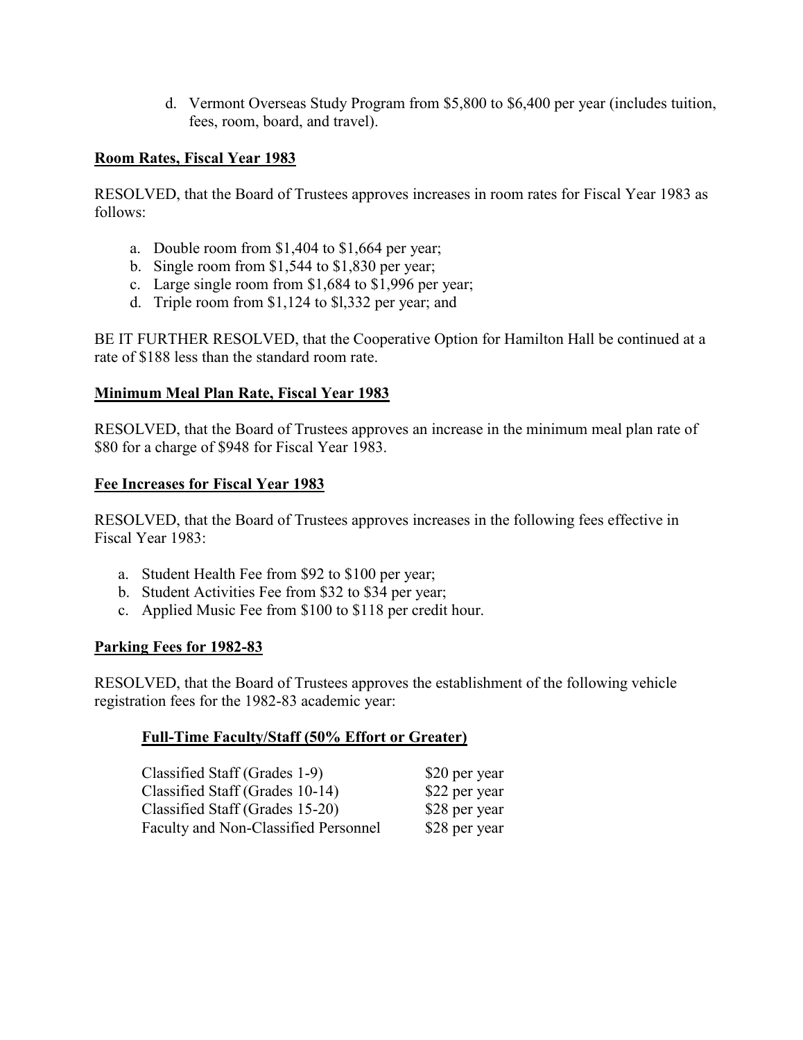d. Vermont Overseas Study Program from $5,800 to $6,400 per year (includes tuition, fees, room, board, and travel).

**Room Rates, Fiscal Year 1983**

RESOLVED, that the Board of Trustees approves increases in room rates for Fiscal Year 1983 as follows:

a. Double room from $1,404 to $1,664 per year;
b. Single room from $1,544 to $1,830 per year;
c. Large single room from $1,684 to $1,996 per year;
d. Triple room from $1,124 to $l,332 per year; and

BE IT FURTHER RESOLVED, that the Cooperative Option for Hamilton Hall be continued at a rate of $188 less than the standard room rate.

**Minimum Meal Plan Rate, Fiscal Year 1983**

RESOLVED, that the Board of Trustees approves an increase in the minimum meal plan rate of $80 for a charge of $948 for Fiscal Year 1983.

**Fee Increases for Fiscal Year 1983**

RESOLVED, that the Board of Trustees approves increases in the following fees effective in Fiscal Year 1983:

a. Student Health Fee from $92 to $100 per year;
b. Student Activities Fee from $32 to $34 per year;
c. Applied Music Fee from $100 to $118 per credit hour.

**Parking Fees for 1982-83**

RESOLVED, that the Board of Trustees approves the establishment of the following vehicle registration fees for the 1982-83 academic year:

**Full-Time Faculty/Staff (50% Effort or Greater)**

| | |
|---|---|
| Classified Staff (Grades 1-9) | $20 per year |
| Classified Staff (Grades 10-14) | $22 per year |
| Classified Staff (Grades 15-20) | $28 per year |
| Faculty and Non-Classified Personnel | $28 per year |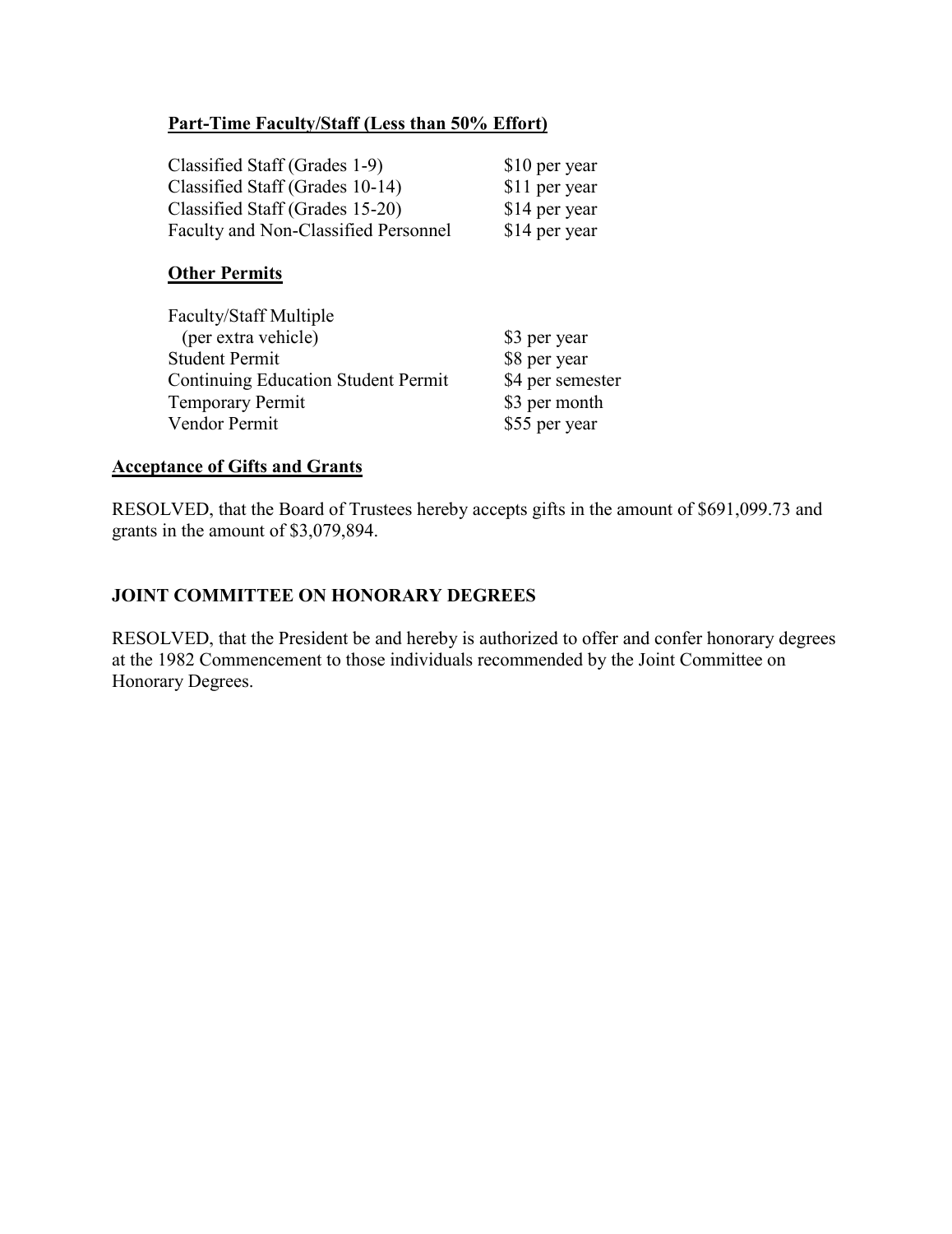**Part-Time Faculty/Staff (Less than 50% Effort)**

| | |
|---|---|
| Classified Staff (Grades 1-9) | $10 per year |
| Classified Staff (Grades 10-14) | $11 per year |
| Classified Staff (Grades 15-20) | $14 per year |
| Faculty and Non-Classified Personnel | $14 per year |

**Other Permits**

| | |
|---|---|
| Faculty/Staff Multiple (per extra vehicle) | $3 per year |
| Student Permit | $8 per year |
| Continuing Education Student Permit | $4 per semester |
| Temporary Permit | $3 per month |
| Vendor Permit | $55 per year |

**Acceptance of Gifts and Grants**

RESOLVED, that the Board of Trustees hereby accepts gifts in the amount of $691,099.73 and grants in the amount of $3,079,894.

**JOINT COMMITTEE ON HONORARY DEGREES**

RESOLVED, that the President be and hereby is authorized to offer and confer honorary degrees at the 1982 Commencement to those individuals recommended by the Joint Committee on Honorary Degrees.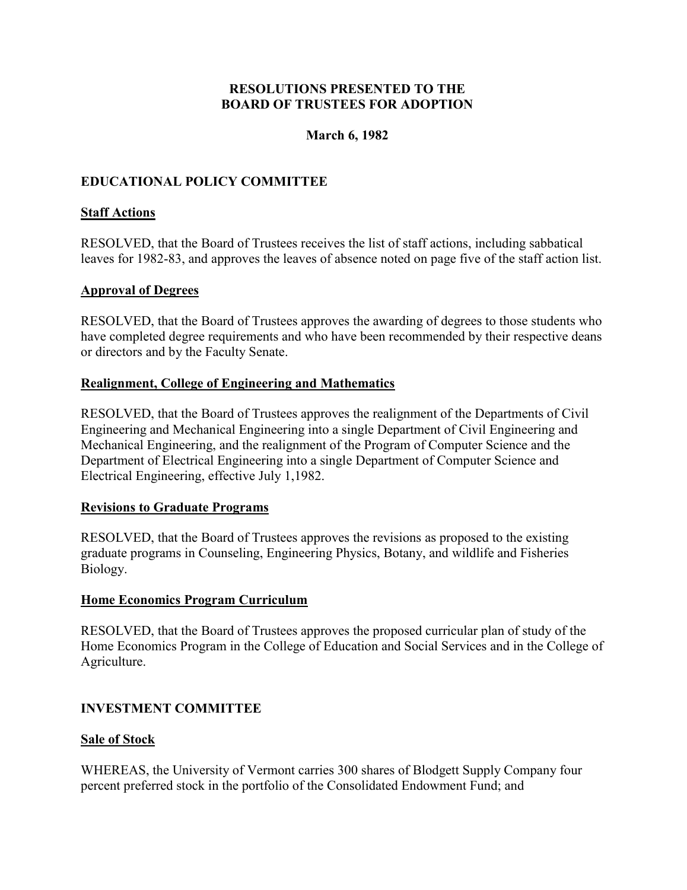**RESOLUTIONS PRESENTED TO THE BOARD OF TRUSTEES FOR ADOPTION**

**March 6, 1982**

## EDUCATIONAL POLICY COMMITTEE

### Staff Actions

RESOLVED, that the Board of Trustees receives the list of staff actions, including sabbatical leaves for 1982-83, and approves the leaves of absence noted on page five of the staff action list.

### Approval of Degrees

RESOLVED, that the Board of Trustees approves the awarding of degrees to those students who have completed degree requirements and who have been recommended by their respective deans or directors and by the Faculty Senate.

### Realignment, College of Engineering and Mathematics

RESOLVED, that the Board of Trustees approves the realignment of the Departments of Civil Engineering and Mechanical Engineering into a single Department of Civil Engineering and Mechanical Engineering, and the realignment of the Program of Computer Science and the Department of Electrical Engineering into a single Department of Computer Science and Electrical Engineering, effective July 1,1982.

### Revisions to Graduate Programs

RESOLVED, that the Board of Trustees approves the revisions as proposed to the existing graduate programs in Counseling, Engineering Physics, Botany, and wildlife and Fisheries Biology.

### Home Economics Program Curriculum

RESOLVED, that the Board of Trustees approves the proposed curricular plan of study of the Home Economics Program in the College of Education and Social Services and in the College of Agriculture.

## INVESTMENT COMMITTEE

### Sale of Stock

WHEREAS, the University of Vermont carries 300 shares of Blodgett Supply Company four percent preferred stock in the portfolio of the Consolidated Endowment Fund; and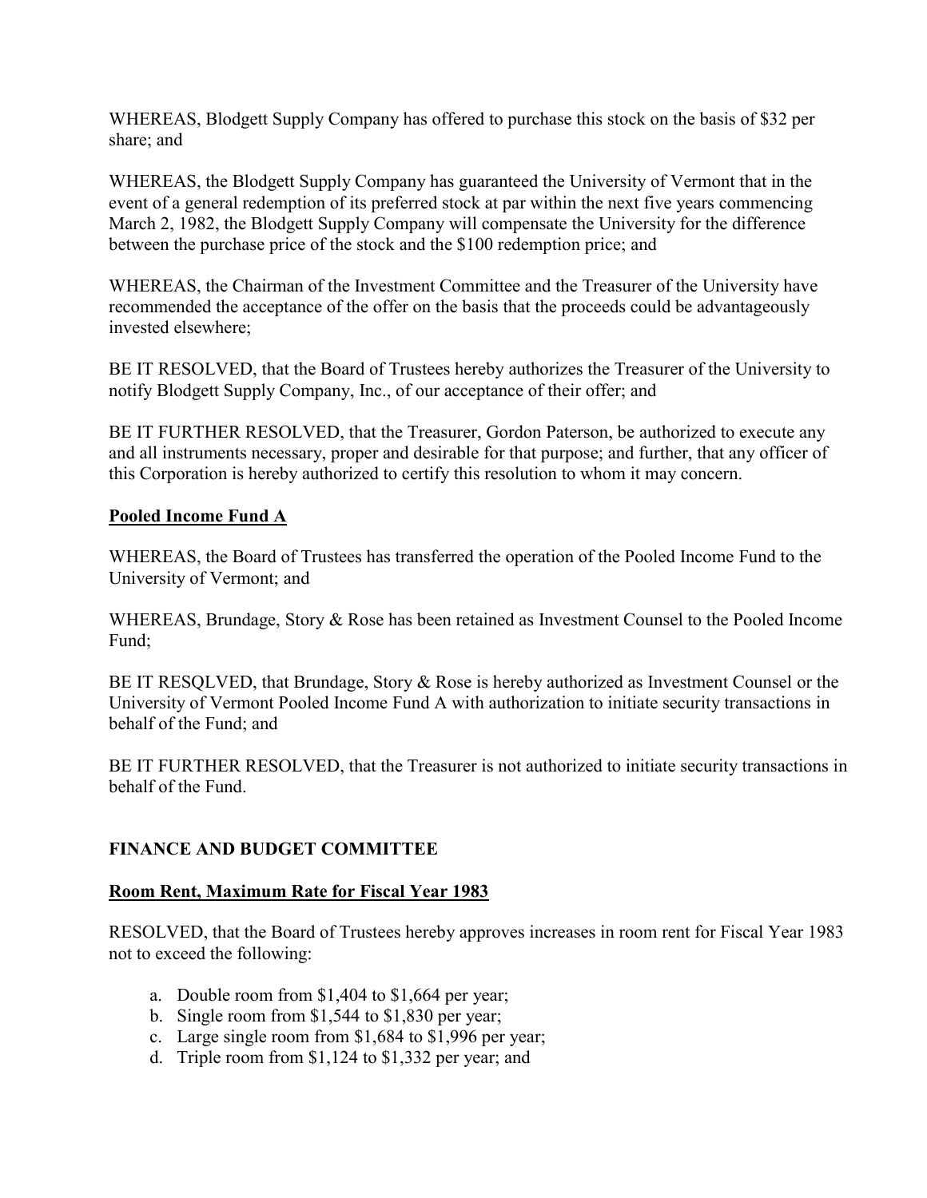WHEREAS, Blodgett Supply Company has offered to purchase this stock on the basis of $32 per share; and

WHEREAS, the Blodgett Supply Company has guaranteed the University of Vermont that in the event of a general redemption of its preferred stock at par within the next five years commencing March 2, 1982, the Blodgett Supply Company will compensate the University for the difference between the purchase price of the stock and the $100 redemption price; and

WHEREAS, the Chairman of the Investment Committee and the Treasurer of the University have recommended the acceptance of the offer on the basis that the proceeds could be advantageously invested elsewhere;

BE IT RESOLVED, that the Board of Trustees hereby authorizes the Treasurer of the University to notify Blodgett Supply Company, Inc., of our acceptance of their offer; and

BE IT FURTHER RESOLVED, that the Treasurer, Gordon Paterson, be authorized to execute any and all instruments necessary, proper and desirable for that purpose; and further, that any officer of this Corporation is hereby authorized to certify this resolution to whom it may concern.

**Pooled Income Fund A**

WHEREAS, the Board of Trustees has transferred the operation of the Pooled Income Fund to the University of Vermont; and

WHEREAS, Brundage, Story & Rose has been retained as Investment Counsel to the Pooled Income Fund;

BE IT RESQLVED, that Brundage, Story & Rose is hereby authorized as Investment Counsel or the University of Vermont Pooled Income Fund A with authorization to initiate security transactions in behalf of the Fund; and

BE IT FURTHER RESOLVED, that the Treasurer is not authorized to initiate security transactions in behalf of the Fund.

## FINANCE AND BUDGET COMMITTEE

**Room Rent, Maximum Rate for Fiscal Year 1983**

RESOLVED, that the Board of Trustees hereby approves increases in room rent for Fiscal Year 1983 not to exceed the following:

a. Double room from $1,404 to $1,664 per year;
b. Single room from $1,544 to $1,830 per year;
c. Large single room from $1,684 to $1,996 per year;
d. Triple room from $1,124 to $1,332 per year; and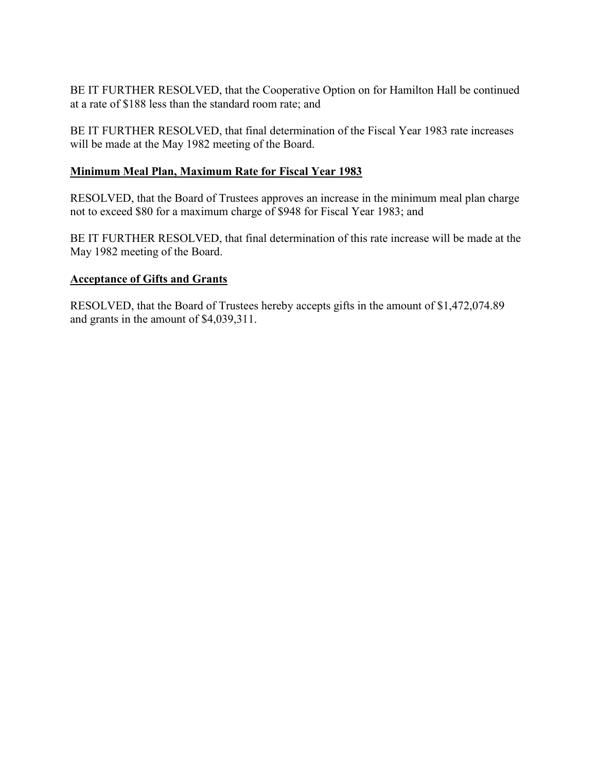BE IT FURTHER RESOLVED, that the Cooperative Option on for Hamilton Hall be continued at a rate of $188 less than the standard room rate; and

BE IT FURTHER RESOLVED, that final determination of the Fiscal Year 1983 rate increases will be made at the May 1982 meeting of the Board.

**Minimum Meal Plan, Maximum Rate for Fiscal Year 1983**

RESOLVED, that the Board of Trustees approves an increase in the minimum meal plan charge not to exceed $80 for a maximum charge of $948 for Fiscal Year 1983; and

BE IT FURTHER RESOLVED, that final determination of this rate increase will be made at the May 1982 meeting of the Board.

**Acceptance of Gifts and Grants**

RESOLVED, that the Board of Trustees hereby accepts gifts in the amount of $1,472,074.89 and grants in the amount of $4,039,311.